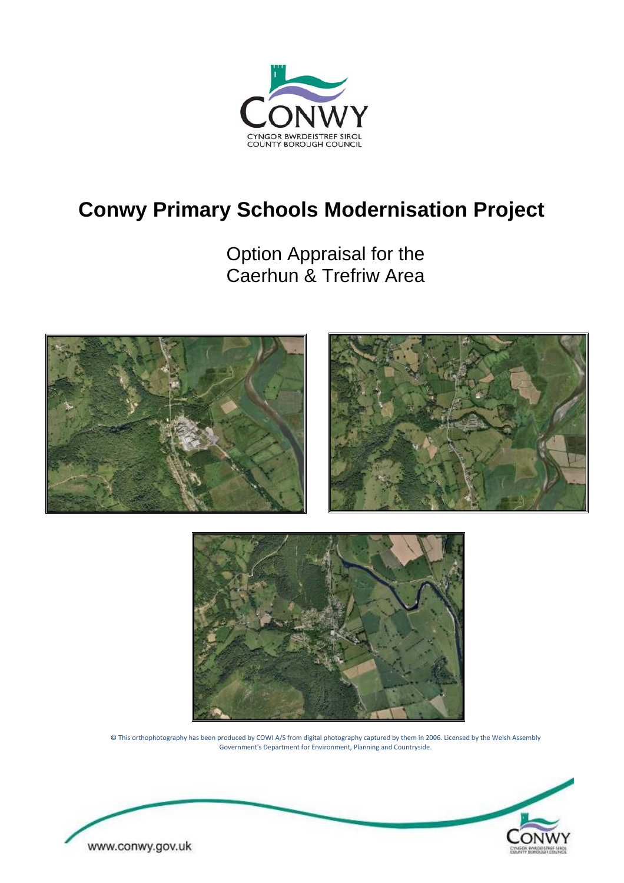CONWY

CYNGOR BWRDEISTREF SIROL
COUNTY BOROUGH COUNCIL

# Conwy Primary Schools Modernisation Project

Option Appraisal for the
Caerhun & Trefriw Area

© This orthophotography has been produced by COWI A/S from digital photography captured by them in 2006. Licensed by the Welsh Assembly Government's Department for Environment, Planning and Countryside.

www.conwy.gov.uk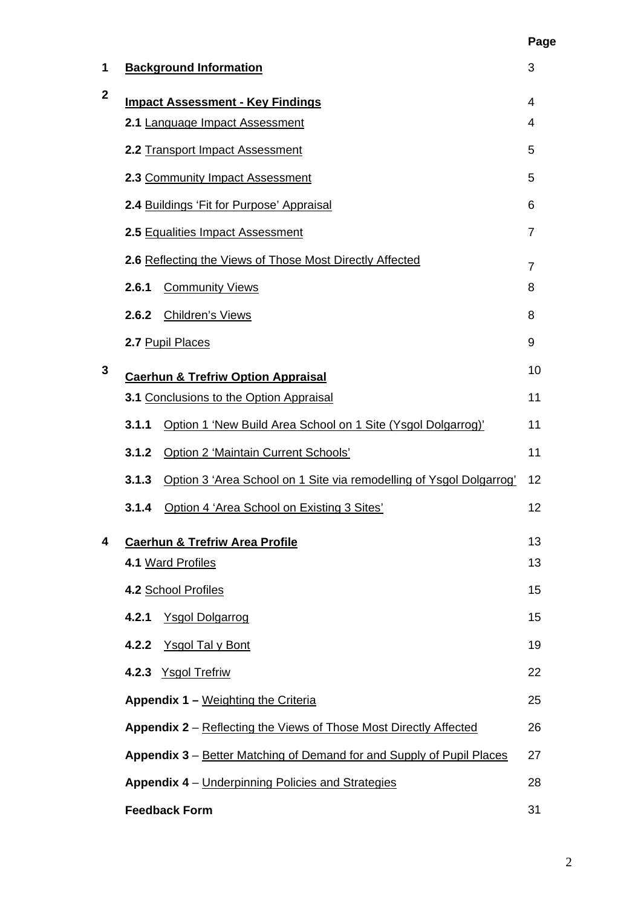| | | Page |
|---|---|---|
| **1** | **Background Information** | 3 |
| **2** | **Impact Assessment - Key Findings** | 4 |
| | **2.1** Language Impact Assessment | 4 |
| | **2.2** Transport Impact Assessment | 5 |
| | **2.3** Community Impact Assessment | 5 |
| | **2.4** Buildings 'Fit for Purpose' Appraisal | 6 |
| | **2.5** Equalities Impact Assessment | 7 |
| | **2.6** Reflecting the Views of Those Most Directly Affected | 7 |
| | **2.6.1** Community Views | 8 |
| | **2.6.2** Children's Views | 8 |
| | **2.7** Pupil Places | 9 |
| **3** | **Caerhun & Trefriw Option Appraisal** | 10 |
| | **3.1** Conclusions to the Option Appraisal | 11 |
| | **3.1.1** Option 1 'New Build Area School on 1 Site (Ysgol Dolgarrog)' | 11 |
| | **3.1.2** Option 2 'Maintain Current Schools' | 11 |
| | **3.1.3** Option 3 'Area School on 1 Site via remodelling of Ysgol Dolgarrog' | 12 |
| | **3.1.4** Option 4 'Area School on Existing 3 Sites' | 12 |
| **4** | **Caerhun & Trefriw Area Profile** | 13 |
| | **4.1** Ward Profiles | 13 |
| | **4.2** School Profiles | 15 |
| | **4.2.1** Ysgol Dolgarrog | 15 |
| | **4.2.2** Ysgol Tal y Bont | 19 |
| | **4.2.3** Ysgol Trefriw | 22 |
| | **Appendix 1 –** Weighting the Criteria | 25 |
| | **Appendix 2** – Reflecting the Views of Those Most Directly Affected | 26 |
| | **Appendix 3** – Better Matching of Demand for and Supply of Pupil Places | 27 |
| | **Appendix 4** – Underpinning Policies and Strategies | 28 |
| | **Feedback Form** | 31 |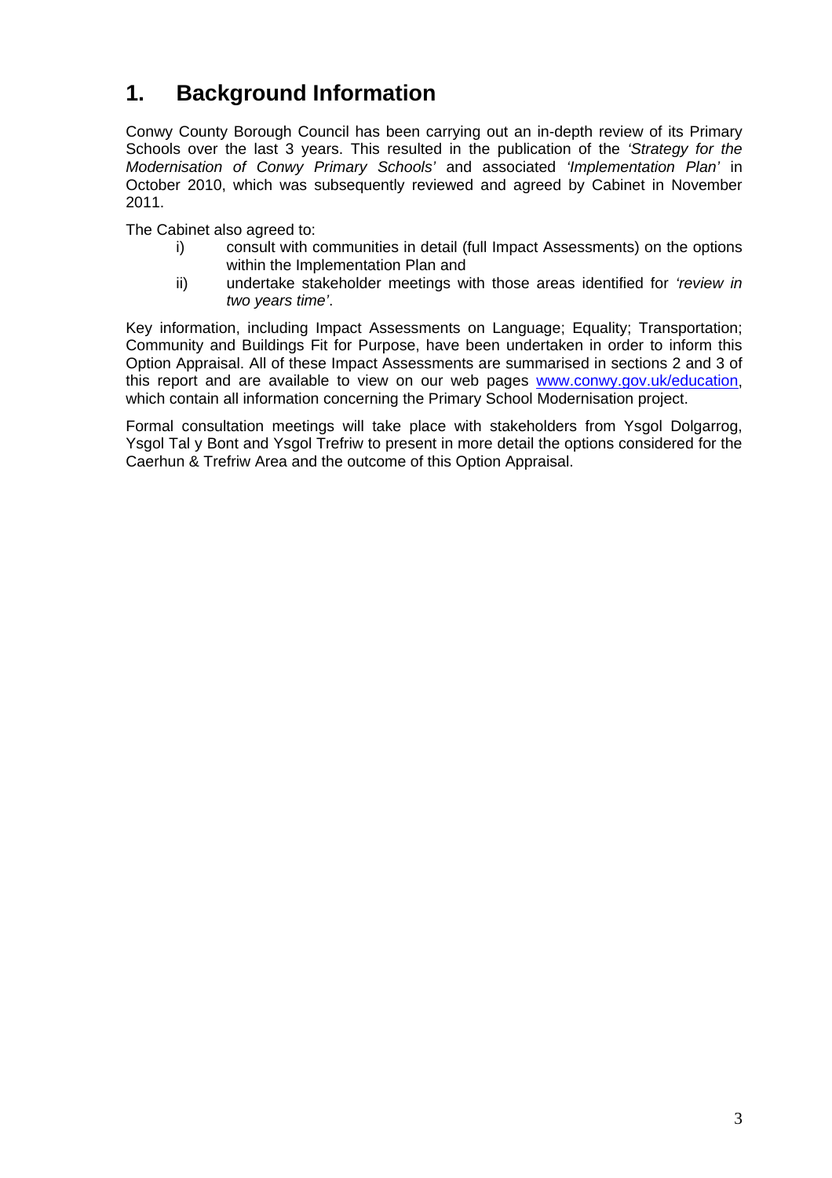# 1. Background Information

Conwy County Borough Council has been carrying out an in-depth review of its Primary Schools over the last 3 years. This resulted in the publication of the *'Strategy for the Modernisation of Conwy Primary Schools'* and associated *'Implementation Plan'* in October 2010, which was subsequently reviewed and agreed by Cabinet in November 2011.

The Cabinet also agreed to:

i) consult with communities in detail (full Impact Assessments) on the options within the Implementation Plan and

ii) undertake stakeholder meetings with those areas identified for *'review in two years time'*.

Key information, including Impact Assessments on Language; Equality; Transportation; Community and Buildings Fit for Purpose, have been undertaken in order to inform this Option Appraisal. All of these Impact Assessments are summarised in sections 2 and 3 of this report and are available to view on our web pages [www.conwy.gov.uk/education](www.conwy.gov.uk/education), which contain all information concerning the Primary School Modernisation project.

Formal consultation meetings will take place with stakeholders from Ysgol Dolgarrog, Ysgol Tal y Bont and Ysgol Trefriw to present in more detail the options considered for the Caerhun & Trefriw Area and the outcome of this Option Appraisal.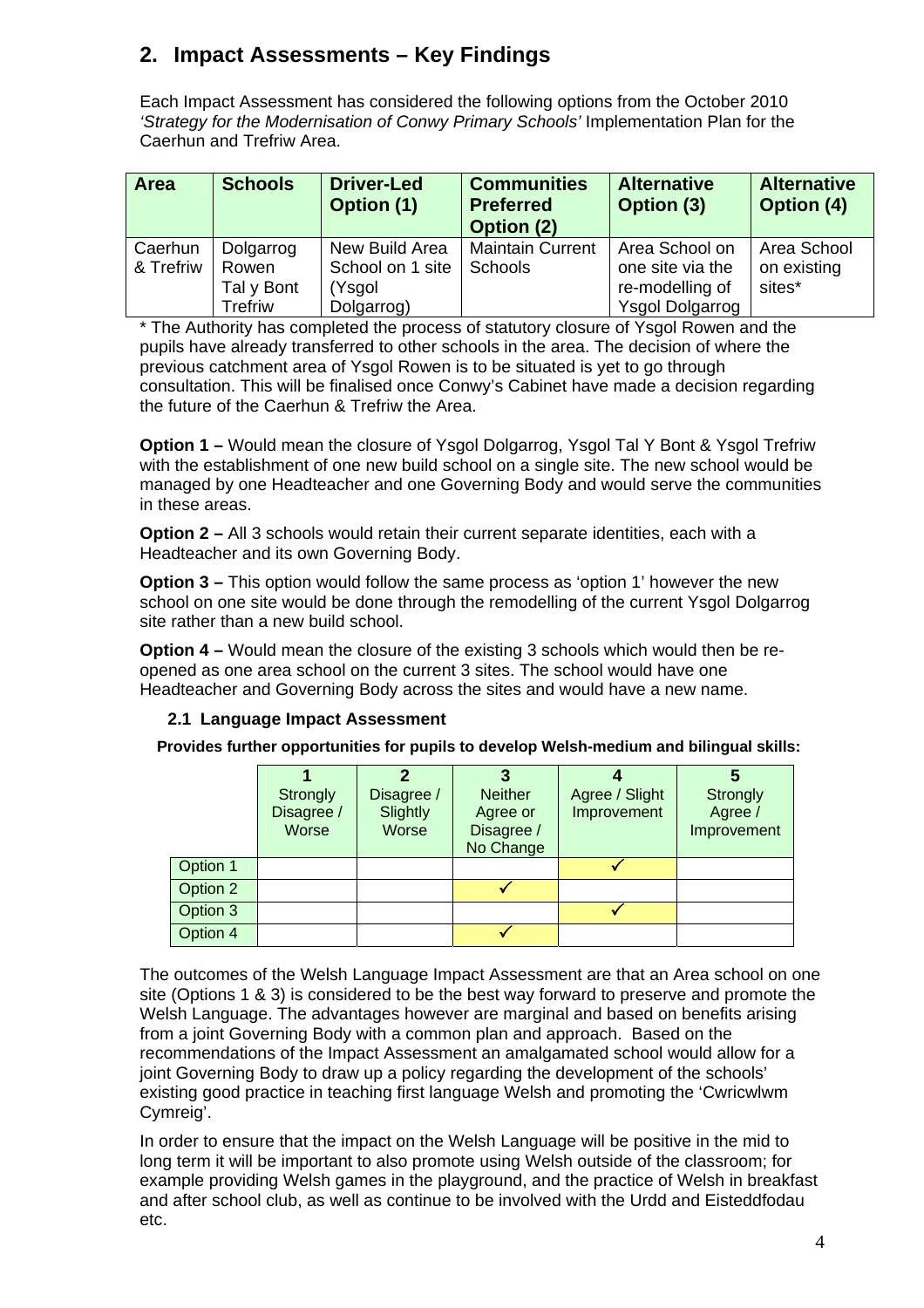## 2. Impact Assessments – Key Findings

Each Impact Assessment has considered the following options from the October 2010 *'Strategy for the Modernisation of Conwy Primary Schools'* Implementation Plan for the Caerhun and Trefriw Area.

| Area | Schools | Driver-Led Option (1) | Communities Preferred Option (2) | Alternative Option (3) | Alternative Option (4) |
|---|---|---|---|---|---|
| Caerhun & Trefriw | Dolgarrog Rowen Tal y Bont Trefriw | New Build Area School on 1 site (Ysgol Dolgarrog) | Maintain Current Schools | Area School on one site via the re-modelling of Ysgol Dolgarrog | Area School on existing sites* |

\* The Authority has completed the process of statutory closure of Ysgol Rowen and the pupils have already transferred to other schools in the area. The decision of where the previous catchment area of Ysgol Rowen is to be situated is yet to go through consultation. This will be finalised once Conwy's Cabinet have made a decision regarding the future of the Caerhun & Trefriw the Area.

**Option 1 –** Would mean the closure of Ysgol Dolgarrog, Ysgol Tal Y Bont & Ysgol Trefriw with the establishment of one new build school on a single site. The new school would be managed by one Headteacher and one Governing Body and would serve the communities in these areas.

**Option 2 –** All 3 schools would retain their current separate identities, each with a Headteacher and its own Governing Body.

**Option 3 –** This option would follow the same process as 'option 1' however the new school on one site would be done through the remodelling of the current Ysgol Dolgarrog site rather than a new build school.

**Option 4 –** Would mean the closure of the existing 3 schools which would then be re-opened as one area school on the current 3 sites. The school would have one Headteacher and Governing Body across the sites and would have a new name.

### 2.1 Language Impact Assessment

**Provides further opportunities for pupils to develop Welsh-medium and bilingual skills:**

| | 1 Strongly Disagree / Worse | 2 Disagree / Slightly Worse | 3 Neither Agree or Disagree / No Change | 4 Agree / Slight Improvement | 5 Strongly Agree / Improvement |
|---|---|---|---|---|---|
| Option 1 | | | | ✓ | |
| Option 2 | | | ✓ | | |
| Option 3 | | | | ✓ | |
| Option 4 | | | ✓ | | |

The outcomes of the Welsh Language Impact Assessment are that an Area school on one site (Options 1 & 3) is considered to be the best way forward to preserve and promote the Welsh Language. The advantages however are marginal and based on benefits arising from a joint Governing Body with a common plan and approach. Based on the recommendations of the Impact Assessment an amalgamated school would allow for a joint Governing Body to draw up a policy regarding the development of the schools' existing good practice in teaching first language Welsh and promoting the 'Cwricwlwm Cymreig'.

In order to ensure that the impact on the Welsh Language will be positive in the mid to long term it will be important to also promote using Welsh outside of the classroom; for example providing Welsh games in the playground, and the practice of Welsh in breakfast and after school club, as well as continue to be involved with the Urdd and Eisteddfodau etc.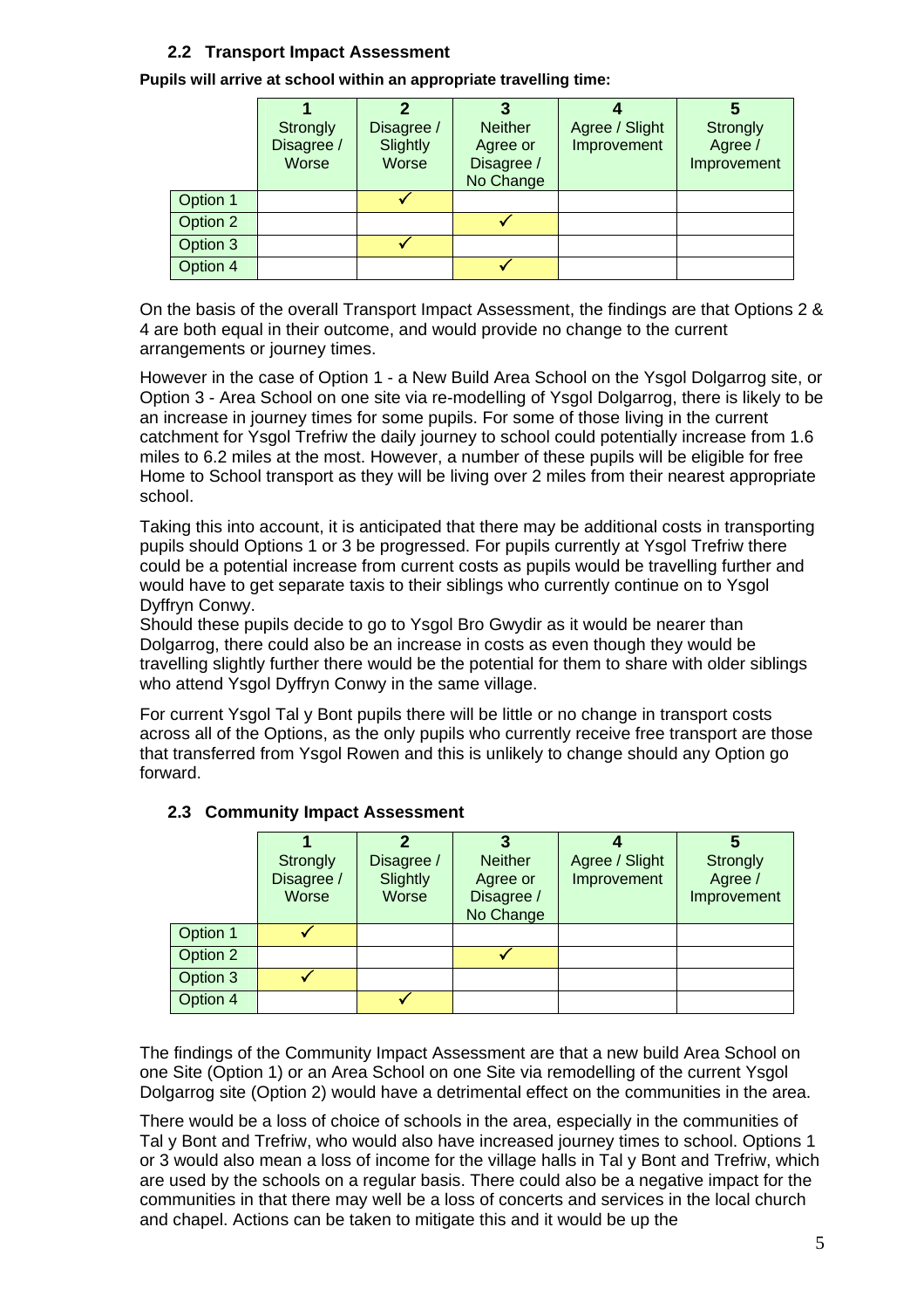### 2.2 Transport Impact Assessment

**Pupils will arrive at school within an appropriate travelling time:**

| | 1 Strongly Disagree / Worse | 2 Disagree / Slightly Worse | 3 Neither Agree or Disagree / No Change | 4 Agree / Slight Improvement | 5 Strongly Agree / Improvement |
|---|---|---|---|---|---|
| Option 1 | | ✓ | | | |
| Option 2 | | | ✓ | | |
| Option 3 | | ✓ | | | |
| Option 4 | | | ✓ | | |

On the basis of the overall Transport Impact Assessment, the findings are that Options 2 & 4 are both equal in their outcome, and would provide no change to the current arrangements or journey times.

However in the case of Option 1 - a New Build Area School on the Ysgol Dolgarrog site, or Option 3 - Area School on one site via re-modelling of Ysgol Dolgarrog, there is likely to be an increase in journey times for some pupils. For some of those living in the current catchment for Ysgol Trefriw the daily journey to school could potentially increase from 1.6 miles to 6.2 miles at the most. However, a number of these pupils will be eligible for free Home to School transport as they will be living over 2 miles from their nearest appropriate school.

Taking this into account, it is anticipated that there may be additional costs in transporting pupils should Options 1 or 3 be progressed. For pupils currently at Ysgol Trefriw there could be a potential increase from current costs as pupils would be travelling further and would have to get separate taxis to their siblings who currently continue on to Ysgol Dyffryn Conwy.
Should these pupils decide to go to Ysgol Bro Gwydir as it would be nearer than Dolgarrog, there could also be an increase in costs as even though they would be travelling slightly further there would be the potential for them to share with older siblings who attend Ysgol Dyffryn Conwy in the same village.

For current Ysgol Tal y Bont pupils there will be little or no change in transport costs across all of the Options, as the only pupils who currently receive free transport are those that transferred from Ysgol Rowen and this is unlikely to change should any Option go forward.

### 2.3 Community Impact Assessment

| | 1 Strongly Disagree / Worse | 2 Disagree / Slightly Worse | 3 Neither Agree or Disagree / No Change | 4 Agree / Slight Improvement | 5 Strongly Agree / Improvement |
|---|---|---|---|---|---|
| Option 1 | ✓ | | | | |
| Option 2 | | | ✓ | | |
| Option 3 | ✓ | | | | |
| Option 4 | | ✓ | | | |

The findings of the Community Impact Assessment are that a new build Area School on one Site (Option 1) or an Area School on one Site via remodelling of the current Ysgol Dolgarrog site (Option 2) would have a detrimental effect on the communities in the area.

There would be a loss of choice of schools in the area, especially in the communities of Tal y Bont and Trefriw, who would also have increased journey times to school. Options 1 or 3 would also mean a loss of income for the village halls in Tal y Bont and Trefriw, which are used by the schools on a regular basis. There could also be a negative impact for the communities in that there may well be a loss of concerts and services in the local church and chapel. Actions can be taken to mitigate this and it would be up the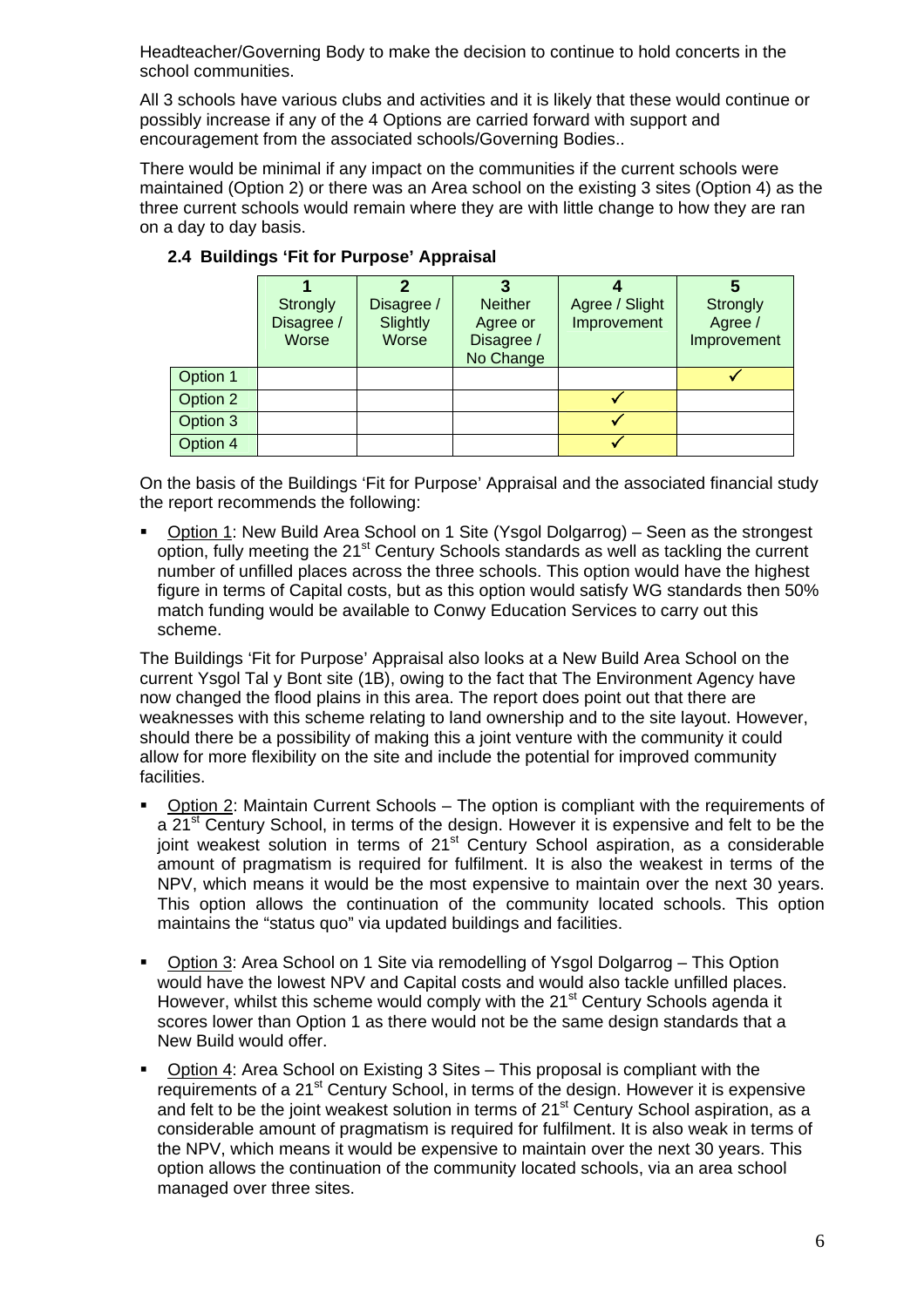Headteacher/Governing Body to make the decision to continue to hold concerts in the school communities.

All 3 schools have various clubs and activities and it is likely that these would continue or possibly increase if any of the 4 Options are carried forward with support and encouragement from the associated schools/Governing Bodies..

There would be minimal if any impact on the communities if the current schools were maintained (Option 2) or there was an Area school on the existing 3 sites (Option 4) as the three current schools would remain where they are with little change to how they are ran on a day to day basis.

### 2.4 Buildings 'Fit for Purpose' Appraisal

| | 1 Strongly Disagree / Worse | 2 Disagree / Slightly Worse | 3 Neither Agree or Disagree / No Change | 4 Agree / Slight Improvement | 5 Strongly Agree / Improvement |
|---|---|---|---|---|---|
| Option 1 | | | | | ✓ |
| Option 2 | | | | ✓ | |
| Option 3 | | | | ✓ | |
| Option 4 | | | | ✓ | |

On the basis of the Buildings 'Fit for Purpose' Appraisal and the associated financial study the report recommends the following:

- Option 1: New Build Area School on 1 Site (Ysgol Dolgarrog) – Seen as the strongest option, fully meeting the 21st Century Schools standards as well as tackling the current number of unfilled places across the three schools. This option would have the highest figure in terms of Capital costs, but as this option would satisfy WG standards then 50% match funding would be available to Conwy Education Services to carry out this scheme.

The Buildings 'Fit for Purpose' Appraisal also looks at a New Build Area School on the current Ysgol Tal y Bont site (1B), owing to the fact that The Environment Agency have now changed the flood plains in this area. The report does point out that there are weaknesses with this scheme relating to land ownership and to the site layout. However, should there be a possibility of making this a joint venture with the community it could allow for more flexibility on the site and include the potential for improved community facilities.

- Option 2: Maintain Current Schools – The option is compliant with the requirements of a 21st Century School, in terms of the design. However it is expensive and felt to be the joint weakest solution in terms of 21st Century School aspiration, as a considerable amount of pragmatism is required for fulfilment. It is also the weakest in terms of the NPV, which means it would be the most expensive to maintain over the next 30 years. This option allows the continuation of the community located schools. This option maintains the "status quo" via updated buildings and facilities.

- Option 3: Area School on 1 Site via remodelling of Ysgol Dolgarrog – This Option would have the lowest NPV and Capital costs and would also tackle unfilled places. However, whilst this scheme would comply with the 21st Century Schools agenda it scores lower than Option 1 as there would not be the same design standards that a New Build would offer.

- Option 4: Area School on Existing 3 Sites – This proposal is compliant with the requirements of a 21st Century School, in terms of the design. However it is expensive and felt to be the joint weakest solution in terms of 21st Century School aspiration, as a considerable amount of pragmatism is required for fulfilment. It is also weak in terms of the NPV, which means it would be expensive to maintain over the next 30 years. This option allows the continuation of the community located schools, via an area school managed over three sites.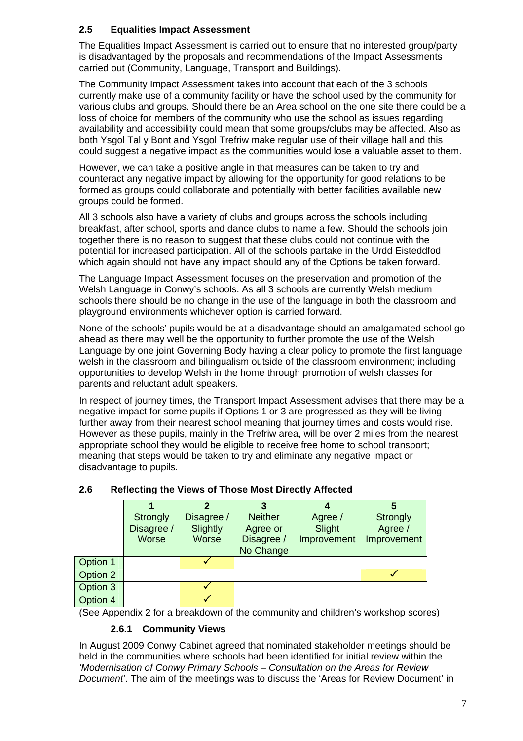### 2.5 Equalities Impact Assessment

The Equalities Impact Assessment is carried out to ensure that no interested group/party is disadvantaged by the proposals and recommendations of the Impact Assessments carried out (Community, Language, Transport and Buildings).

The Community Impact Assessment takes into account that each of the 3 schools currently make use of a community facility or have the school used by the community for various clubs and groups. Should there be an Area school on the one site there could be a loss of choice for members of the community who use the school as issues regarding availability and accessibility could mean that some groups/clubs may be affected. Also as both Ysgol Tal y Bont and Ysgol Trefriw make regular use of their village hall and this could suggest a negative impact as the communities would lose a valuable asset to them.

However, we can take a positive angle in that measures can be taken to try and counteract any negative impact by allowing for the opportunity for good relations to be formed as groups could collaborate and potentially with better facilities available new groups could be formed.

All 3 schools also have a variety of clubs and groups across the schools including breakfast, after school, sports and dance clubs to name a few. Should the schools join together there is no reason to suggest that these clubs could not continue with the potential for increased participation. All of the schools partake in the Urdd Eisteddfod which again should not have any impact should any of the Options be taken forward.

The Language Impact Assessment focuses on the preservation and promotion of the Welsh Language in Conwy's schools. As all 3 schools are currently Welsh medium schools there should be no change in the use of the language in both the classroom and playground environments whichever option is carried forward.

None of the schools' pupils would be at a disadvantage should an amalgamated school go ahead as there may well be the opportunity to further promote the use of the Welsh Language by one joint Governing Body having a clear policy to promote the first language welsh in the classroom and bilingualism outside of the classroom environment; including opportunities to develop Welsh in the home through promotion of welsh classes for parents and reluctant adult speakers.

In respect of journey times, the Transport Impact Assessment advises that there may be a negative impact for some pupils if Options 1 or 3 are progressed as they will be living further away from their nearest school meaning that journey times and costs would rise. However as these pupils, mainly in the Trefriw area, will be over 2 miles from the nearest appropriate school they would be eligible to receive free home to school transport; meaning that steps would be taken to try and eliminate any negative impact or disadvantage to pupils.

### 2.6 Reflecting the Views of Those Most Directly Affected

| | 1 Strongly Disagree / Worse | 2 Disagree / Slightly Worse | 3 Neither Agree or Disagree / No Change | 4 Agree / Slight Improvement | 5 Strongly Agree / Improvement |
|---|---|---|---|---|---|
| Option 1 | | ✓ | | | |
| Option 2 | | | | | ✓ |
| Option 3 | | ✓ | | | |
| Option 4 | | ✓ | | | |

(See Appendix 2 for a breakdown of the community and children's workshop scores)

#### 2.6.1 Community Views

In August 2009 Conwy Cabinet agreed that nominated stakeholder meetings should be held in the communities where schools had been identified for initial review within the *'Modernisation of Conwy Primary Schools – Consultation on the Areas for Review Document'*. The aim of the meetings was to discuss the 'Areas for Review Document' in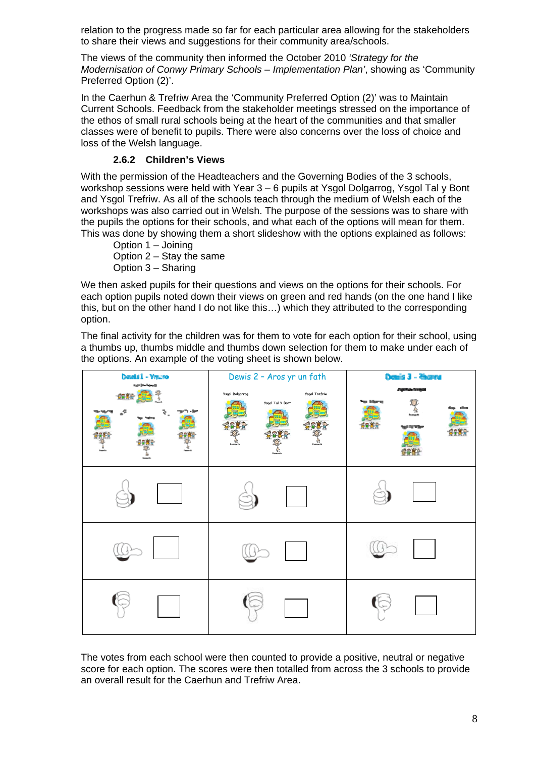relation to the progress made so far for each particular area allowing for the stakeholders to share their views and suggestions for their community area/schools.

The views of the community then informed the October 2010 *'Strategy for the Modernisation of Conwy Primary Schools – Implementation Plan'*, showing as 'Community Preferred Option (2)'.

In the Caerhun & Trefriw Area the 'Community Preferred Option (2)' was to Maintain Current Schools. Feedback from the stakeholder meetings stressed on the importance of the ethos of small rural schools being at the heart of the communities and that smaller classes were of benefit to pupils. There were also concerns over the loss of choice and loss of the Welsh language.

### 2.6.2 Children's Views

With the permission of the Headteachers and the Governing Bodies of the 3 schools, workshop sessions were held with Year 3 – 6 pupils at Ysgol Dolgarrog, Ysgol Tal y Bont and Ysgol Trefriw. As all of the schools teach through the medium of Welsh each of the workshops was also carried out in Welsh. The purpose of the sessions was to share with the pupils the options for their schools, and what each of the options will mean for them. This was done by showing them a short slideshow with the options explained as follows:

Option 1 – Joining
Option 2 – Stay the same
Option 3 – Sharing

We then asked pupils for their questions and views on the options for their schools. For each option pupils noted down their views on green and red hands (on the one hand I like this, but on the other hand I do not like this…) which they attributed to the corresponding option.

The final activity for the children was for them to vote for each option for their school, using a thumbs up, thumbs middle and thumbs down selection for them to make under each of the options. An example of the voting sheet is shown below.

| Dewis 1 - Ymuno | Dewis 2 – Aros yr un fath (Ysgol Dolgarrog, Ysgol Tal Y Bont, Ysgol Trefriw) | Dewis 3 - Rhannu |
|---|---|---|
| 👍 ☐ | 👍 ☐ | 👍 ☐ |
| 👉 ☐ | 👉 ☐ | 👉 ☐ |
| 👎 ☐ | 👎 ☐ | 👎 ☐ |

The votes from each school were then counted to provide a positive, neutral or negative score for each option. The scores were then totalled from across the 3 schools to provide an overall result for the Caerhun and Trefriw Area.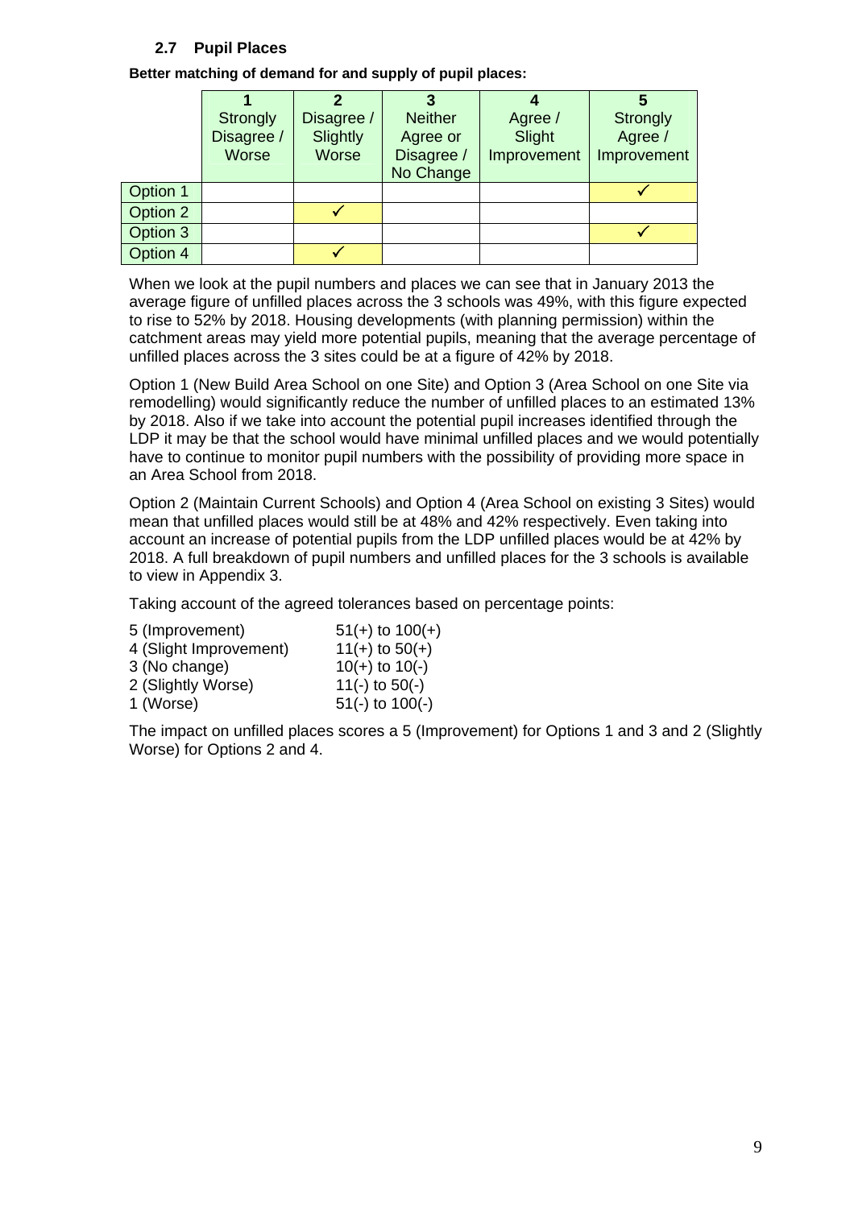### 2.7 Pupil Places

**Better matching of demand for and supply of pupil places:**

| | 1<br>Strongly Disagree / Worse | 2<br>Disagree / Slightly Worse | 3<br>Neither Agree or Disagree / No Change | 4<br>Agree / Slight Improvement | 5<br>Strongly Agree / Improvement |
|---|---|---|---|---|---|
| Option 1 | | | | | ✓ |
| Option 2 | | ✓ | | | |
| Option 3 | | | | | ✓ |
| Option 4 | | ✓ | | | |

When we look at the pupil numbers and places we can see that in January 2013 the average figure of unfilled places across the 3 schools was 49%, with this figure expected to rise to 52% by 2018. Housing developments (with planning permission) within the catchment areas may yield more potential pupils, meaning that the average percentage of unfilled places across the 3 sites could be at a figure of 42% by 2018.

Option 1 (New Build Area School on one Site) and Option 3 (Area School on one Site via remodelling) would significantly reduce the number of unfilled places to an estimated 13% by 2018. Also if we take into account the potential pupil increases identified through the LDP it may be that the school would have minimal unfilled places and we would potentially have to continue to monitor pupil numbers with the possibility of providing more space in an Area School from 2018.

Option 2 (Maintain Current Schools) and Option 4 (Area School on existing 3 Sites) would mean that unfilled places would still be at 48% and 42% respectively. Even taking into account an increase of potential pupils from the LDP unfilled places would be at 42% by 2018. A full breakdown of pupil numbers and unfilled places for the 3 schools is available to view in Appendix 3.

Taking account of the agreed tolerances based on percentage points:

| | |
|---|---|
| 5 (Improvement) | 51(+) to 100(+) |
| 4 (Slight Improvement) | 11(+) to 50(+) |
| 3 (No change) | 10(+) to 10(-) |
| 2 (Slightly Worse) | 11(-) to 50(-) |
| 1 (Worse) | 51(-) to 100(-) |

The impact on unfilled places scores a 5 (Improvement) for Options 1 and 3 and 2 (Slightly Worse) for Options 2 and 4.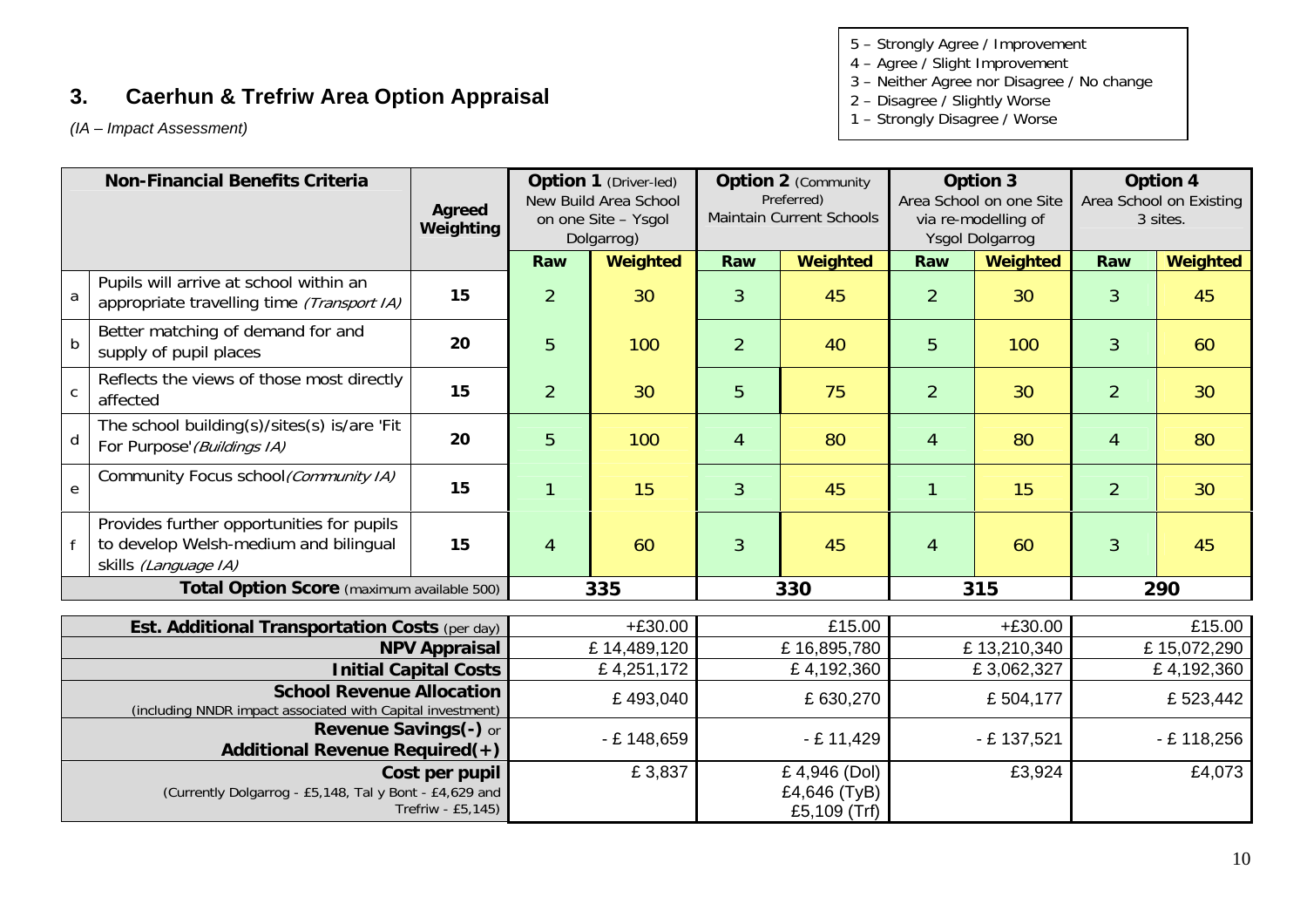## 3. Caerhun & Trefriw Area Option Appraisal

*(IA – Impact Assessment)*

5 – Strongly Agree / Improvement
4 – Agree / Slight Improvement
3 – Neither Agree nor Disagree / No change
2 – Disagree / Slightly Worse
1 – Strongly Disagree / Worse

| | **Non-Financial Benefits Criteria** | **Agreed Weighting** | **Option 1** (Driver-led) New Build Area School on one Site – Ysgol Dolgarrog) | | **Option 2** (Community Preferred) Maintain Current Schools | | **Option 3** Area School on one Site via re-modelling of Ysgol Dolgarrog | | **Option 4** Area School on Existing 3 sites. | |
|---|---|---|---|---|---|---|---|---|---|---|
| | | | **Raw** | **Weighted** | **Raw** | **Weighted** | **Raw** | **Weighted** | **Raw** | **Weighted** |
| a | Pupils will arrive at school within an appropriate travelling time *(Transport IA)* | **15** | 2 | 30 | 3 | 45 | 2 | 30 | 3 | 45 |
| b | Better matching of demand for and supply of pupil places | **20** | 5 | 100 | 2 | 40 | 5 | 100 | 3 | 60 |
| c | Reflects the views of those most directly affected | **15** | 2 | 30 | 5 | 75 | 2 | 30 | 2 | 30 |
| d | The school building(s)/sites(s) is/are 'Fit For Purpose' *(Buildings IA)* | **20** | 5 | 100 | 4 | 80 | 4 | 80 | 4 | 80 |
| e | Community Focus school *(Community IA)* | **15** | 1 | 15 | 3 | 45 | 1 | 15 | 2 | 30 |
| f | Provides further opportunities for pupils to develop Welsh-medium and bilingual skills *(Language IA)* | **15** | 4 | 60 | 3 | 45 | 4 | 60 | 3 | 45 |
| | **Total Option Score** (maximum available 500) | | **335** | | **330** | | **315** | | **290** | |

| | Option 1 | Option 2 | Option 3 | Option 4 |
|---|---|---|---|---|
| **Est. Additional Transportation Costs** (per day) | +£30.00 | £15.00 | +£30.00 | £15.00 |
| **NPV Appraisal** | £ 14,489,120 | £ 16,895,780 | £ 13,210,340 | £ 15,072,290 |
| **Initial Capital Costs** | £ 4,251,172 | £ 4,192,360 | £ 3,062,327 | £ 4,192,360 |
| **School Revenue Allocation** (including NNDR impact associated with Capital investment) | £ 493,040 | £ 630,270 | £ 504,177 | £ 523,442 |
| **Revenue Savings(-)** or **Additional Revenue Required(+)** | - £ 148,659 | - £ 11,429 | - £ 137,521 | - £ 118,256 |
| **Cost per pupil** (Currently Dolgarrog - £5,148, Tal y Bont - £4,629 and Trefriw - £5,145) | £ 3,837 | £ 4,946 (Dol) £4,646 (TyB) £5,109 (Trf) | £3,924 | £4,073 |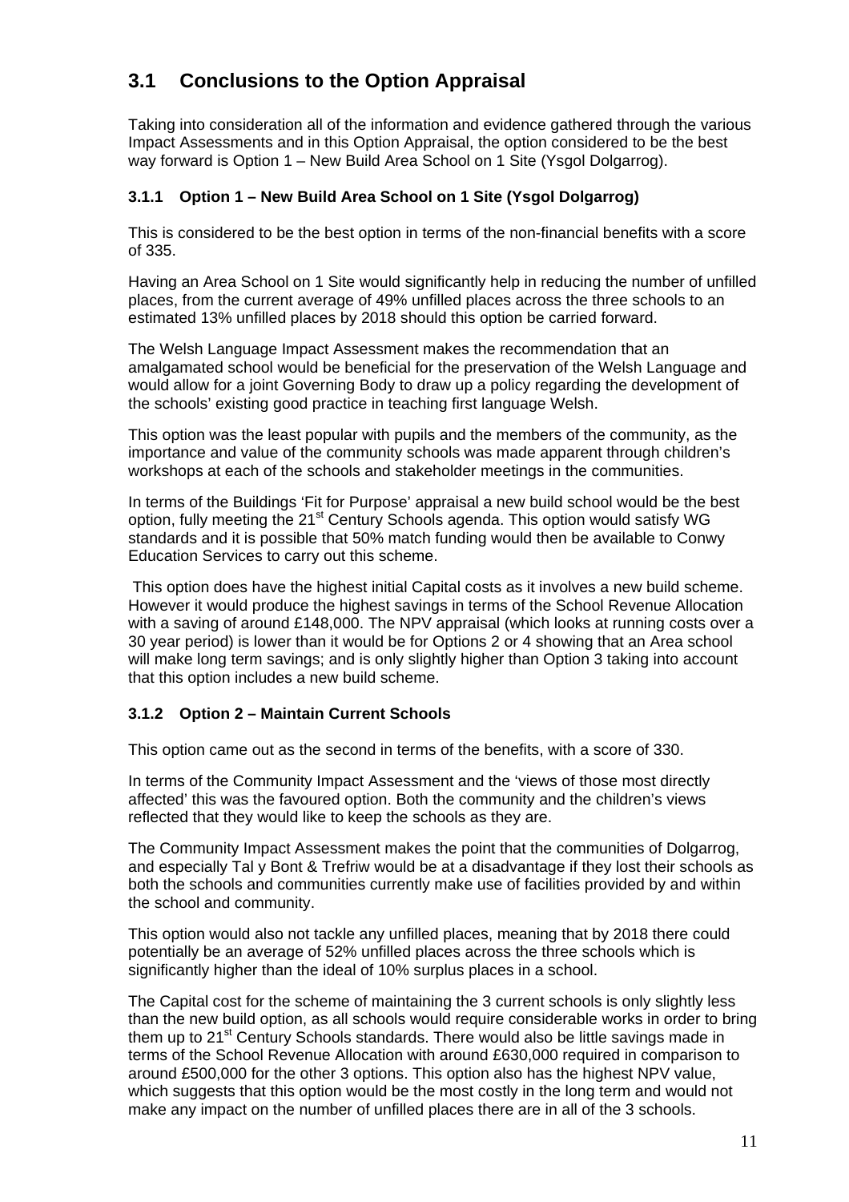## 3.1 Conclusions to the Option Appraisal

Taking into consideration all of the information and evidence gathered through the various Impact Assessments and in this Option Appraisal, the option considered to be the best way forward is Option 1 – New Build Area School on 1 Site (Ysgol Dolgarrog).

### 3.1.1 Option 1 – New Build Area School on 1 Site (Ysgol Dolgarrog)

This is considered to be the best option in terms of the non-financial benefits with a score of 335.

Having an Area School on 1 Site would significantly help in reducing the number of unfilled places, from the current average of 49% unfilled places across the three schools to an estimated 13% unfilled places by 2018 should this option be carried forward.

The Welsh Language Impact Assessment makes the recommendation that an amalgamated school would be beneficial for the preservation of the Welsh Language and would allow for a joint Governing Body to draw up a policy regarding the development of the schools' existing good practice in teaching first language Welsh.

This option was the least popular with pupils and the members of the community, as the importance and value of the community schools was made apparent through children's workshops at each of the schools and stakeholder meetings in the communities.

In terms of the Buildings 'Fit for Purpose' appraisal a new build school would be the best option, fully meeting the 21st Century Schools agenda. This option would satisfy WG standards and it is possible that 50% match funding would then be available to Conwy Education Services to carry out this scheme.

This option does have the highest initial Capital costs as it involves a new build scheme. However it would produce the highest savings in terms of the School Revenue Allocation with a saving of around £148,000. The NPV appraisal (which looks at running costs over a 30 year period) is lower than it would be for Options 2 or 4 showing that an Area school will make long term savings; and is only slightly higher than Option 3 taking into account that this option includes a new build scheme.

### 3.1.2 Option 2 – Maintain Current Schools

This option came out as the second in terms of the benefits, with a score of 330.

In terms of the Community Impact Assessment and the 'views of those most directly affected' this was the favoured option. Both the community and the children's views reflected that they would like to keep the schools as they are.

The Community Impact Assessment makes the point that the communities of Dolgarrog, and especially Tal y Bont & Trefriw would be at a disadvantage if they lost their schools as both the schools and communities currently make use of facilities provided by and within the school and community.

This option would also not tackle any unfilled places, meaning that by 2018 there could potentially be an average of 52% unfilled places across the three schools which is significantly higher than the ideal of 10% surplus places in a school.

The Capital cost for the scheme of maintaining the 3 current schools is only slightly less than the new build option, as all schools would require considerable works in order to bring them up to 21st Century Schools standards. There would also be little savings made in terms of the School Revenue Allocation with around £630,000 required in comparison to around £500,000 for the other 3 options. This option also has the highest NPV value, which suggests that this option would be the most costly in the long term and would not make any impact on the number of unfilled places there are in all of the 3 schools.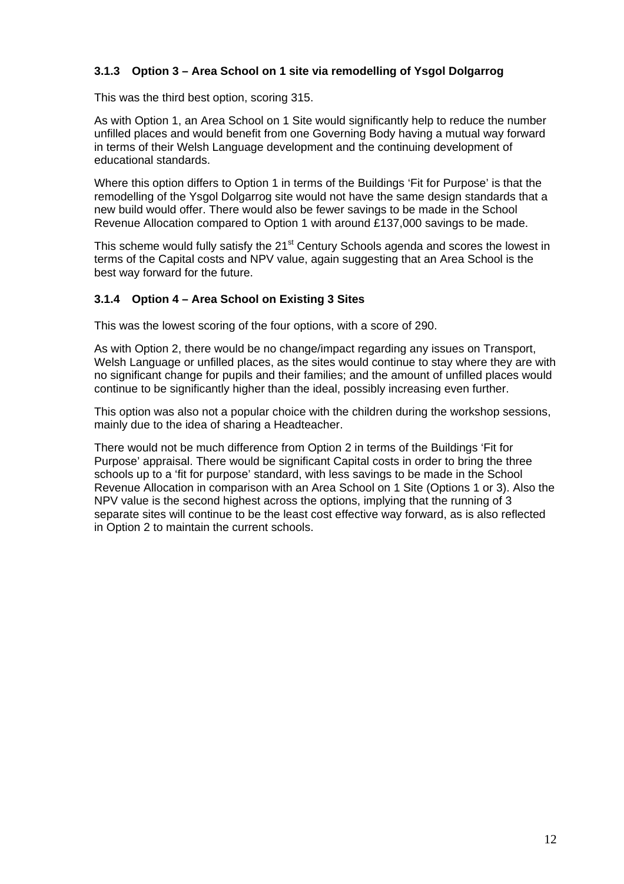### 3.1.3 Option 3 – Area School on 1 site via remodelling of Ysgol Dolgarrog

This was the third best option, scoring 315.

As with Option 1, an Area School on 1 Site would significantly help to reduce the number unfilled places and would benefit from one Governing Body having a mutual way forward in terms of their Welsh Language development and the continuing development of educational standards.

Where this option differs to Option 1 in terms of the Buildings 'Fit for Purpose' is that the remodelling of the Ysgol Dolgarrog site would not have the same design standards that a new build would offer. There would also be fewer savings to be made in the School Revenue Allocation compared to Option 1 with around £137,000 savings to be made.

This scheme would fully satisfy the 21st Century Schools agenda and scores the lowest in terms of the Capital costs and NPV value, again suggesting that an Area School is the best way forward for the future.

### 3.1.4 Option 4 – Area School on Existing 3 Sites

This was the lowest scoring of the four options, with a score of 290.

As with Option 2, there would be no change/impact regarding any issues on Transport, Welsh Language or unfilled places, as the sites would continue to stay where they are with no significant change for pupils and their families; and the amount of unfilled places would continue to be significantly higher than the ideal, possibly increasing even further.

This option was also not a popular choice with the children during the workshop sessions, mainly due to the idea of sharing a Headteacher.

There would not be much difference from Option 2 in terms of the Buildings 'Fit for Purpose' appraisal. There would be significant Capital costs in order to bring the three schools up to a 'fit for purpose' standard, with less savings to be made in the School Revenue Allocation in comparison with an Area School on 1 Site (Options 1 or 3). Also the NPV value is the second highest across the options, implying that the running of 3 separate sites will continue to be the least cost effective way forward, as is also reflected in Option 2 to maintain the current schools.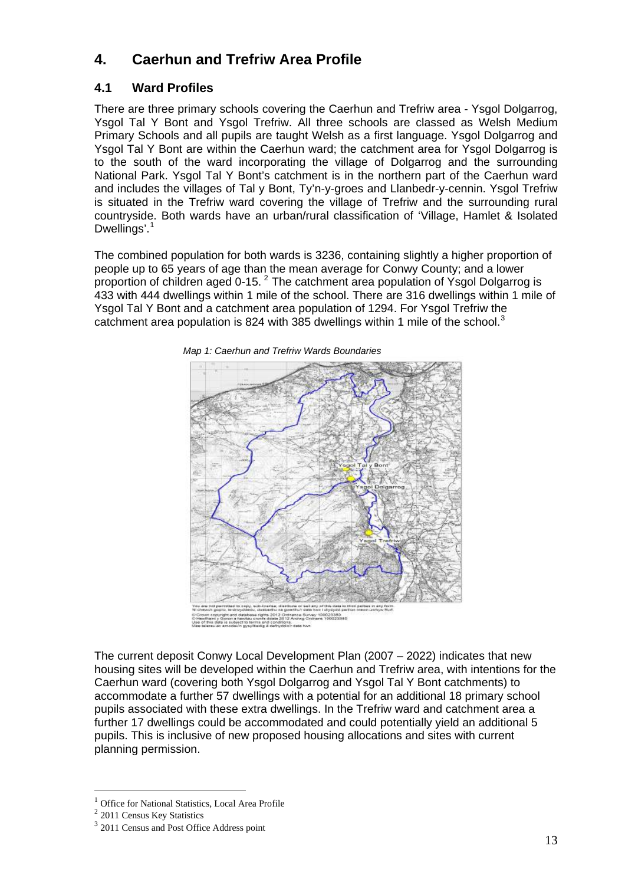## 4. Caerhun and Trefriw Area Profile

### 4.1 Ward Profiles

There are three primary schools covering the Caerhun and Trefriw area - Ysgol Dolgarrog, Ysgol Tal Y Bont and Ysgol Trefriw. All three schools are classed as Welsh Medium Primary Schools and all pupils are taught Welsh as a first language. Ysgol Dolgarrog and Ysgol Tal Y Bont are within the Caerhun ward; the catchment area for Ysgol Dolgarrog is to the south of the ward incorporating the village of Dolgarrog and the surrounding National Park. Ysgol Tal Y Bont's catchment is in the northern part of the Caerhun ward and includes the villages of Tal y Bont, Ty'n-y-groes and Llanbedr-y-cennin. Ysgol Trefriw is situated in the Trefriw ward covering the village of Trefriw and the surrounding rural countryside. Both wards have an urban/rural classification of 'Village, Hamlet & Isolated Dwellings'.[1]

The combined population for both wards is 3236, containing slightly a higher proportion of people up to 65 years of age than the mean average for Conwy County; and a lower proportion of children aged 0-15. [2] The catchment area population of Ysgol Dolgarrog is 433 with 444 dwellings within 1 mile of the school. There are 316 dwellings within 1 mile of Ysgol Tal Y Bont and a catchment area population of 1294. For Ysgol Trefriw the catchment area population is 824 with 385 dwellings within 1 mile of the school.[3]

*Map 1: Caerhun and Trefriw Wards Boundaries*

The current deposit Conwy Local Development Plan (2007 – 2022) indicates that new housing sites will be developed within the Caerhun and Trefriw area, with intentions for the Caerhun ward (covering both Ysgol Dolgarrog and Ysgol Tal Y Bont catchments) to accommodate a further 57 dwellings with a potential for an additional 18 primary school pupils associated with these extra dwellings. In the Trefriw ward and catchment area a further 17 dwellings could be accommodated and could potentially yield an additional 5 pupils. This is inclusive of new proposed housing allocations and sites with current planning permission.

[1] Office for National Statistics, Local Area Profile
[2] 2011 Census Key Statistics
[3] 2011 Census and Post Office Address point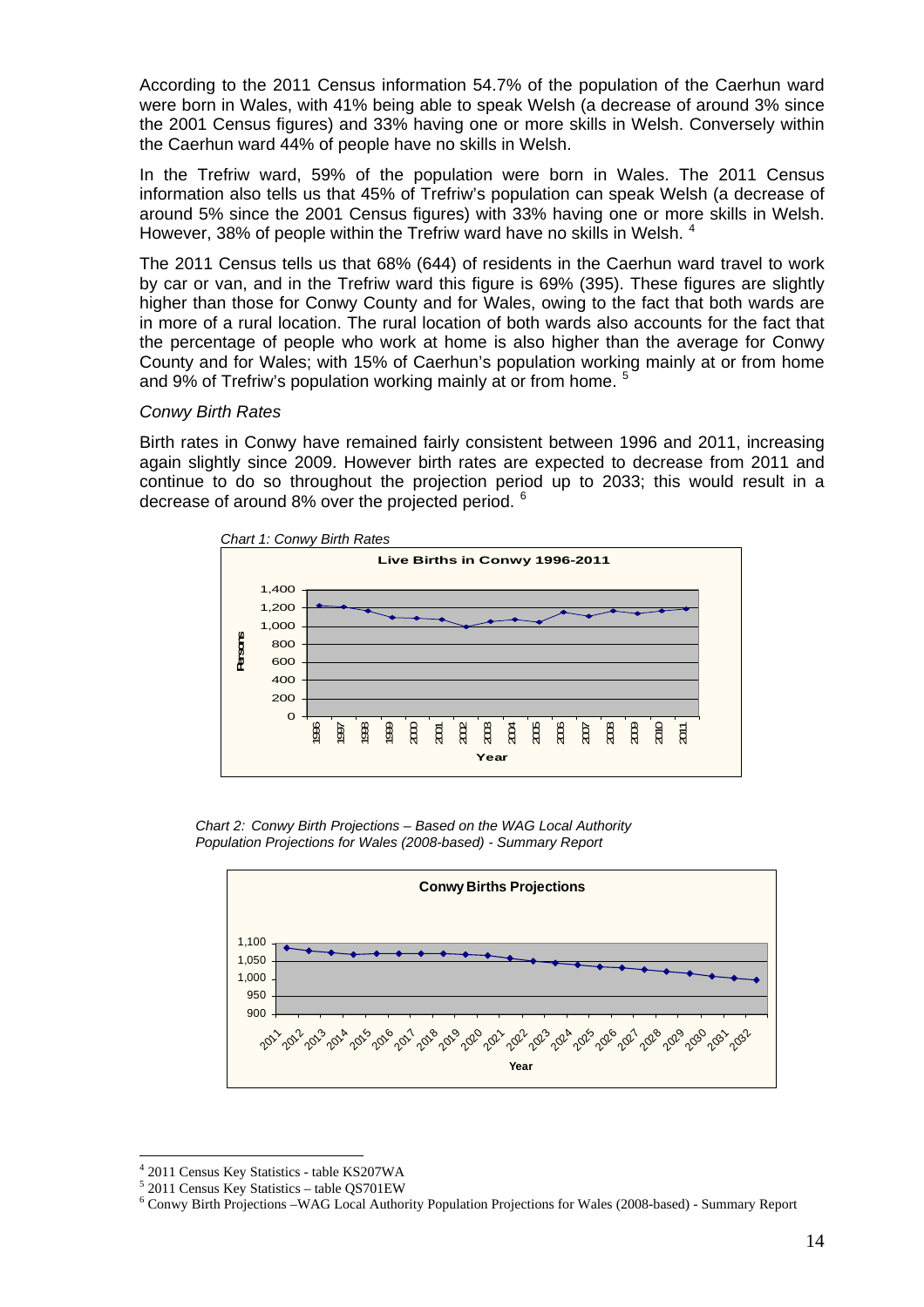According to the 2011 Census information 54.7% of the population of the Caerhun ward were born in Wales, with 41% being able to speak Welsh (a decrease of around 3% since the 2001 Census figures) and 33% having one or more skills in Welsh. Conversely within the Caerhun ward 44% of people have no skills in Welsh.

In the Trefriw ward, 59% of the population were born in Wales. The 2011 Census information also tells us that 45% of Trefriw's population can speak Welsh (a decrease of around 5% since the 2001 Census figures) with 33% having one or more skills in Welsh. However, 38% of people within the Trefriw ward have no skills in Welsh. [4]

The 2011 Census tells us that 68% (644) of residents in the Caerhun ward travel to work by car or van, and in the Trefriw ward this figure is 69% (395). These figures are slightly higher than those for Conwy County and for Wales, owing to the fact that both wards are in more of a rural location. The rural location of both wards also accounts for the fact that the percentage of people who work at home is also higher than the average for Conwy County and for Wales; with 15% of Caerhun's population working mainly at or from home and 9% of Trefriw's population working mainly at or from home. [5]

*Conwy Birth Rates*

Birth rates in Conwy have remained fairly consistent between 1996 and 2011, increasing again slightly since 2009. However birth rates are expected to decrease from 2011 and continue to do so throughout the projection period up to 2033; this would result in a decrease of around 8% over the projected period. [6]

*Chart 1: Conwy Birth Rates*

*Chart 2: Conwy Birth Projections – Based on the WAG Local Authority Population Projections for Wales (2008-based) - Summary Report*

---

[4] 2011 Census Key Statistics - table KS207WA

[5] 2011 Census Key Statistics – table QS701EW

[6] Conwy Birth Projections –WAG Local Authority Population Projections for Wales (2008-based) - Summary Report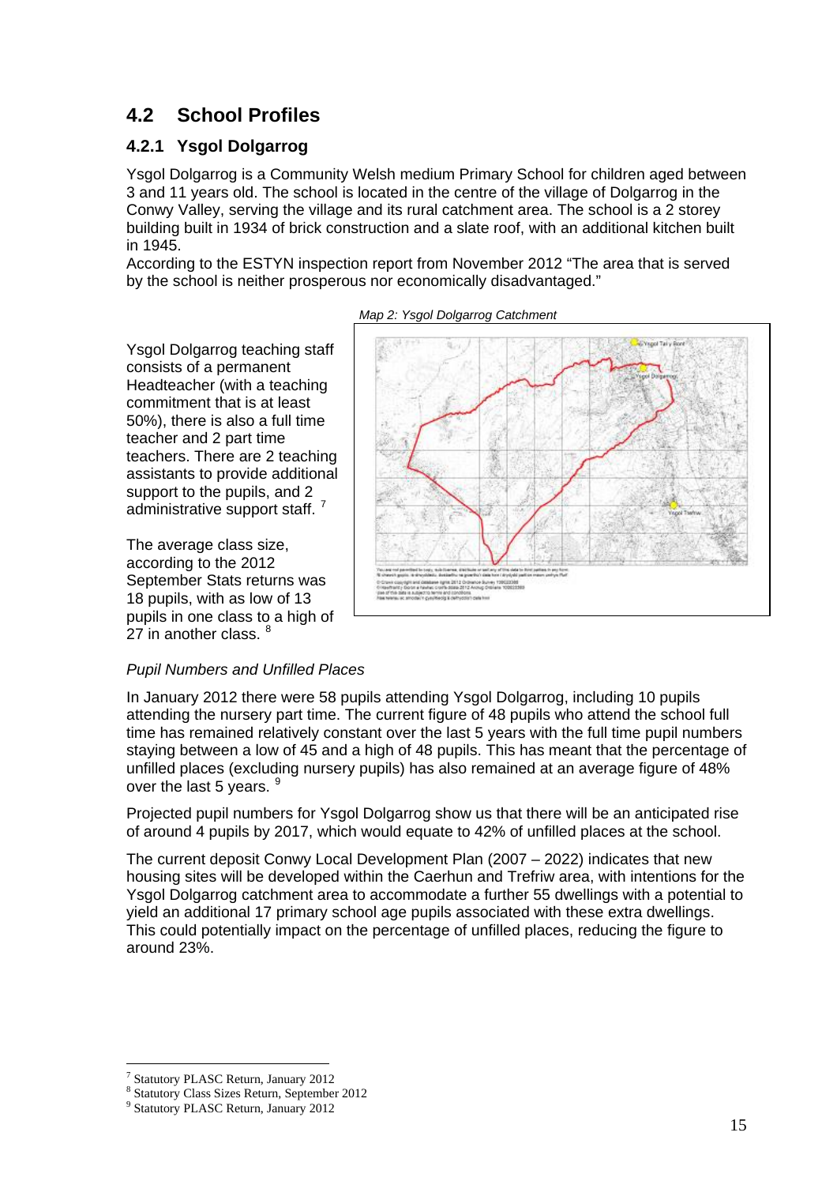## 4.2 School Profiles

### 4.2.1 Ysgol Dolgarrog

Ysgol Dolgarrog is a Community Welsh medium Primary School for children aged between 3 and 11 years old. The school is located in the centre of the village of Dolgarrog in the Conwy Valley, serving the village and its rural catchment area. The school is a 2 storey building built in 1934 of brick construction and a slate roof, with an additional kitchen built in 1945.
According to the ESTYN inspection report from November 2012 "The area that is served by the school is neither prosperous nor economically disadvantaged."

*Map 2: Ysgol Dolgarrog Catchment*

Ysgol Dolgarrog teaching staff consists of a permanent Headteacher (with a teaching commitment that is at least 50%), there is also a full time teacher and 2 part time teachers. There are 2 teaching assistants to provide additional support to the pupils, and 2 administrative support staff. [7]

The average class size, according to the 2012 September Stats returns was 18 pupils, with as low of 13 pupils in one class to a high of 27 in another class. [8]

*Pupil Numbers and Unfilled Places*

In January 2012 there were 58 pupils attending Ysgol Dolgarrog, including 10 pupils attending the nursery part time. The current figure of 48 pupils who attend the school full time has remained relatively constant over the last 5 years with the full time pupil numbers staying between a low of 45 and a high of 48 pupils. This has meant that the percentage of unfilled places (excluding nursery pupils) has also remained at an average figure of 48% over the last 5 years. [9]

Projected pupil numbers for Ysgol Dolgarrog show us that there will be an anticipated rise of around 4 pupils by 2017, which would equate to 42% of unfilled places at the school.

The current deposit Conwy Local Development Plan (2007 – 2022) indicates that new housing sites will be developed within the Caerhun and Trefriw area, with intentions for the Ysgol Dolgarrog catchment area to accommodate a further 55 dwellings with a potential to yield an additional 17 primary school age pupils associated with these extra dwellings. This could potentially impact on the percentage of unfilled places, reducing the figure to around 23%.

---

[7] Statutory PLASC Return, January 2012
[8] Statutory Class Sizes Return, September 2012
[9] Statutory PLASC Return, January 2012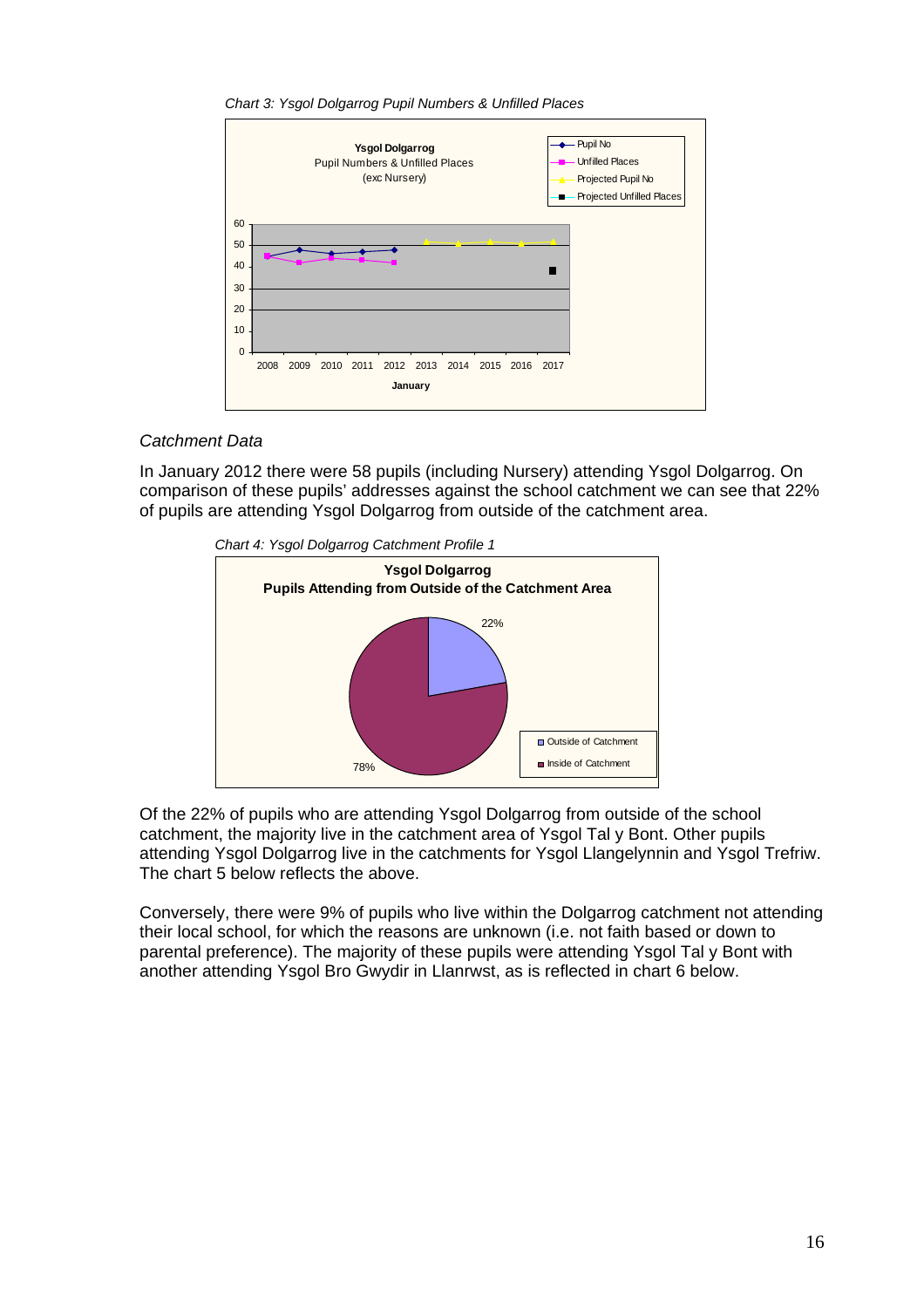*Chart 3: Ysgol Dolgarrog Pupil Numbers & Unfilled Places*

*Catchment Data*

In January 2012 there were 58 pupils (including Nursery) attending Ysgol Dolgarrog. On comparison of these pupils' addresses against the school catchment we can see that 22% of pupils are attending Ysgol Dolgarrog from outside of the catchment area.

*Chart 4: Ysgol Dolgarrog Catchment Profile 1*

Of the 22% of pupils who are attending Ysgol Dolgarrog from outside of the school catchment, the majority live in the catchment area of Ysgol Tal y Bont. Other pupils attending Ysgol Dolgarrog live in the catchments for Ysgol Llangelynnin and Ysgol Trefriw. The chart 5 below reflects the above.

Conversely, there were 9% of pupils who live within the Dolgarrog catchment not attending their local school, for which the reasons are unknown (i.e. not faith based or down to parental preference). The majority of these pupils were attending Ysgol Tal y Bont with another attending Ysgol Bro Gwydir in Llanrwst, as is reflected in chart 6 below.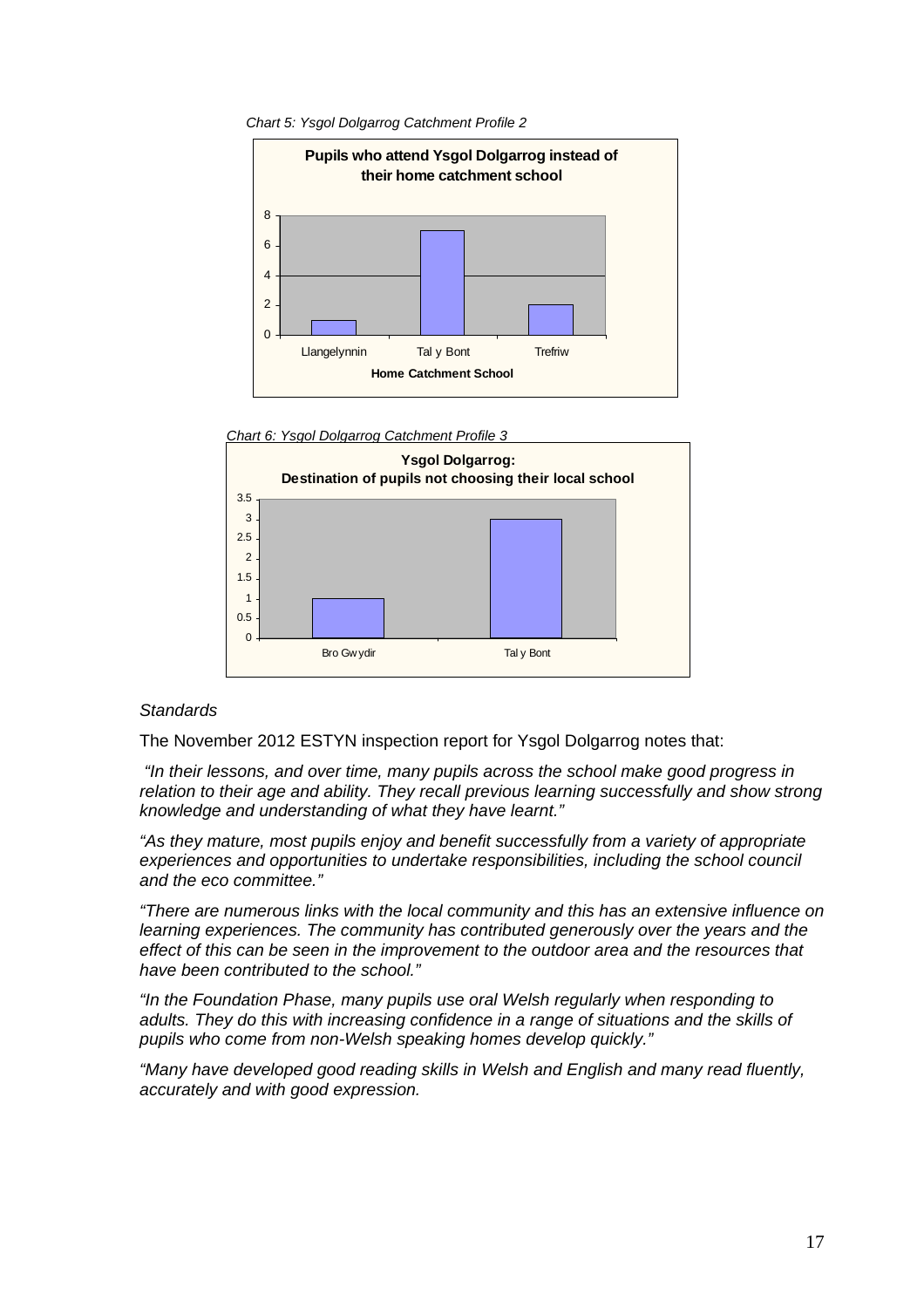*Chart 5: Ysgol Dolgarrog Catchment Profile 2*

**Pupils who attend Ysgol Dolgarrog instead of their home catchment school**

| Home Catchment School | Pupils |
|---|---|
| Llangelynnin | 1 |
| Tal y Bont | 7 |
| Trefriw | 2 |

*Chart 6: Ysgol Dolgarrog Catchment Profile 3*

**Ysgol Dolgarrog: Destination of pupils not choosing their local school**

| Destination | Pupils |
|---|---|
| Bro Gwydir | 1 |
| Tal y Bont | 3 |

*Standards*

The November 2012 ESTYN inspection report for Ysgol Dolgarrog notes that:

*"In their lessons, and over time, many pupils across the school make good progress in relation to their age and ability. They recall previous learning successfully and show strong knowledge and understanding of what they have learnt."*

*"As they mature, most pupils enjoy and benefit successfully from a variety of appropriate experiences and opportunities to undertake responsibilities, including the school council and the eco committee."*

*"There are numerous links with the local community and this has an extensive influence on learning experiences. The community has contributed generously over the years and the effect of this can be seen in the improvement to the outdoor area and the resources that have been contributed to the school."*

*"In the Foundation Phase, many pupils use oral Welsh regularly when responding to adults. They do this with increasing confidence in a range of situations and the skills of pupils who come from non-Welsh speaking homes develop quickly."*

*"Many have developed good reading skills in Welsh and English and many read fluently, accurately and with good expression.*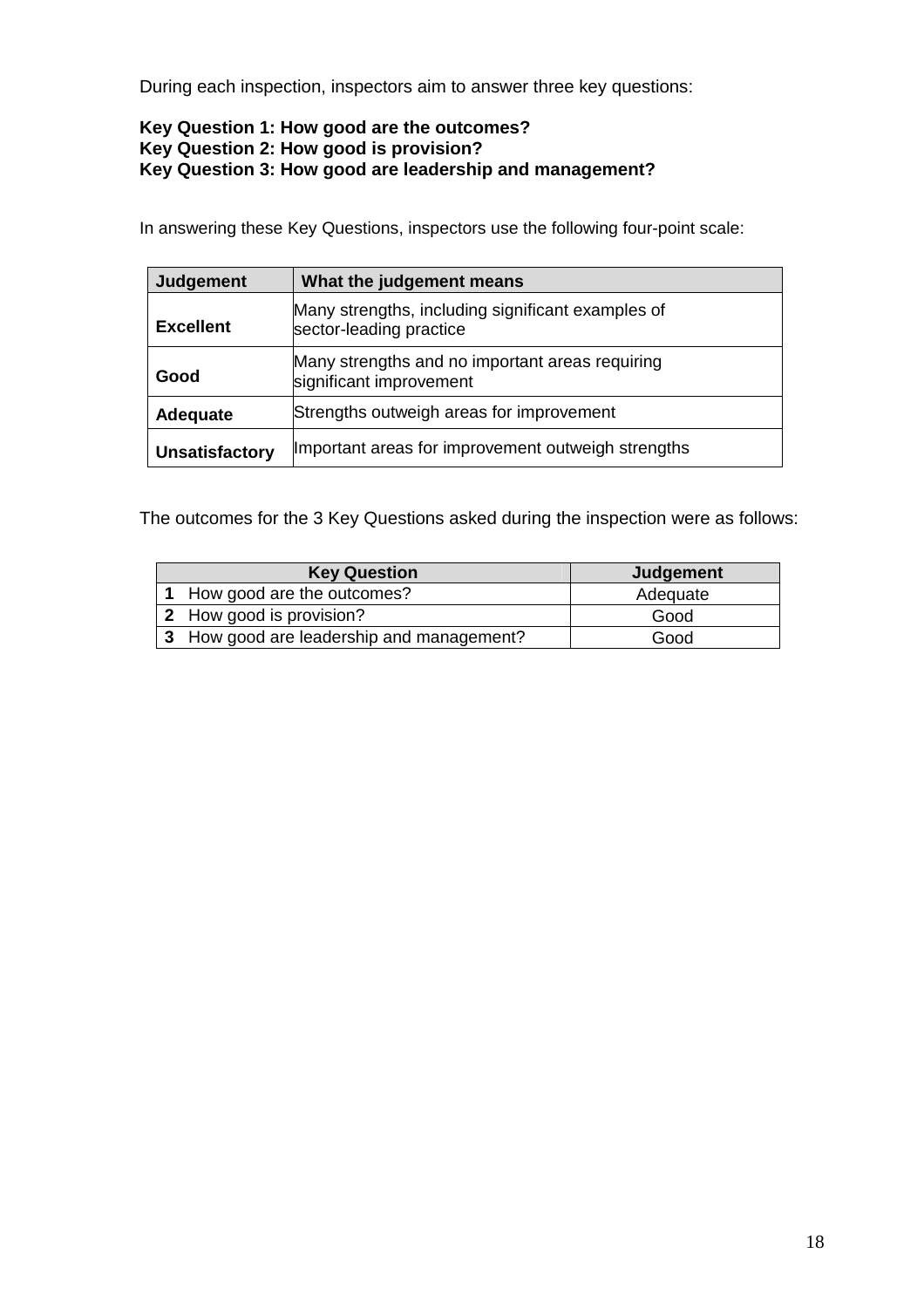During each inspection, inspectors aim to answer three key questions:

**Key Question 1: How good are the outcomes?**
**Key Question 2: How good is provision?**
**Key Question 3: How good are leadership and management?**

In answering these Key Questions, inspectors use the following four-point scale:

| Judgement | What the judgement means |
|---|---|
| **Excellent** | Many strengths, including significant examples of sector-leading practice |
| **Good** | Many strengths and no important areas requiring significant improvement |
| **Adequate** | Strengths outweigh areas for improvement |
| **Unsatisfactory** | Important areas for improvement outweigh strengths |

The outcomes for the 3 Key Questions asked during the inspection were as follows:

| Key Question | Judgement |
|---|---|
| **1** How good are the outcomes? | Adequate |
| **2** How good is provision? | Good |
| **3** How good are leadership and management? | Good |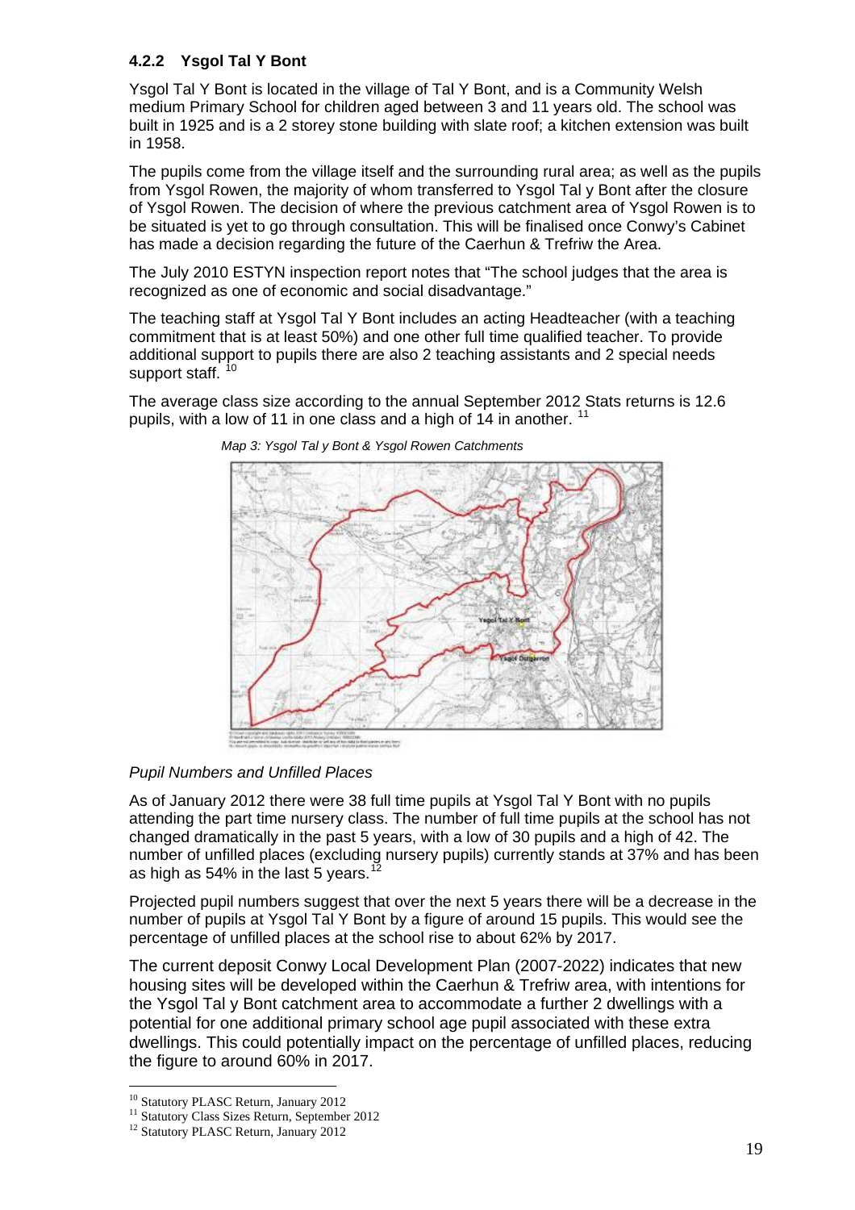### 4.2.2 Ysgol Tal Y Bont

Ysgol Tal Y Bont is located in the village of Tal Y Bont, and is a Community Welsh medium Primary School for children aged between 3 and 11 years old. The school was built in 1925 and is a 2 storey stone building with slate roof; a kitchen extension was built in 1958.

The pupils come from the village itself and the surrounding rural area; as well as the pupils from Ysgol Rowen, the majority of whom transferred to Ysgol Tal y Bont after the closure of Ysgol Rowen. The decision of where the previous catchment area of Ysgol Rowen is to be situated is yet to go through consultation. This will be finalised once Conwy's Cabinet has made a decision regarding the future of the Caerhun & Trefriw the Area.

The July 2010 ESTYN inspection report notes that "The school judges that the area is recognized as one of economic and social disadvantage."

The teaching staff at Ysgol Tal Y Bont includes an acting Headteacher (with a teaching commitment that is at least 50%) and one other full time qualified teacher. To provide additional support to pupils there are also 2 teaching assistants and 2 special needs support staff. [10]

The average class size according to the annual September 2012 Stats returns is 12.6 pupils, with a low of 11 in one class and a high of 14 in another. [11]

*Map 3: Ysgol Tal y Bont & Ysgol Rowen Catchments*

*Pupil Numbers and Unfilled Places*

As of January 2012 there were 38 full time pupils at Ysgol Tal Y Bont with no pupils attending the part time nursery class. The number of full time pupils at the school has not changed dramatically in the past 5 years, with a low of 30 pupils and a high of 42. The number of unfilled places (excluding nursery pupils) currently stands at 37% and has been as high as 54% in the last 5 years.[12]

Projected pupil numbers suggest that over the next 5 years there will be a decrease in the number of pupils at Ysgol Tal Y Bont by a figure of around 15 pupils. This would see the percentage of unfilled places at the school rise to about 62% by 2017.

The current deposit Conwy Local Development Plan (2007-2022) indicates that new housing sites will be developed within the Caerhun & Trefriw area, with intentions for the Ysgol Tal y Bont catchment area to accommodate a further 2 dwellings with a potential for one additional primary school age pupil associated with these extra dwellings. This could potentially impact on the percentage of unfilled places, reducing the figure to around 60% in 2017.

---

[10] Statutory PLASC Return, January 2012

[11] Statutory Class Sizes Return, September 2012

[12] Statutory PLASC Return, January 2012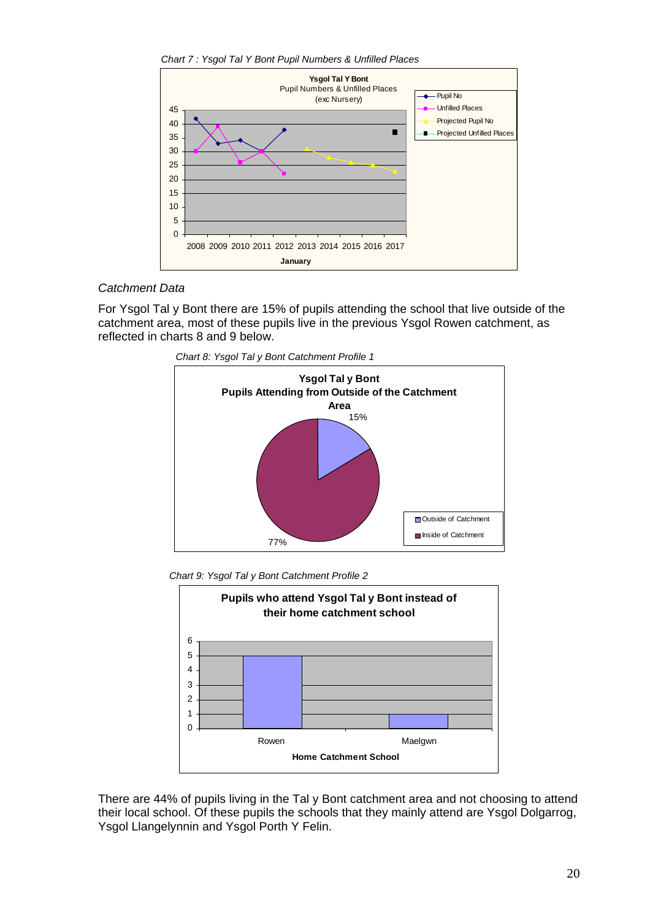*Chart 7 : Ysgol Tal Y Bont Pupil Numbers & Unfilled Places*

*Catchment Data*

For Ysgol Tal y Bont there are 15% of pupils attending the school that live outside of the catchment area, most of these pupils live in the previous Ysgol Rowen catchment, as reflected in charts 8 and 9 below.

*Chart 8: Ysgol Tal y Bont Catchment Profile 1*

*Chart 9: Ysgol Tal y Bont Catchment Profile 2*

There are 44% of pupils living in the Tal y Bont catchment area and not choosing to attend their local school. Of these pupils the schools that they mainly attend are Ysgol Dolgarrog, Ysgol Llangelynnin and Ysgol Porth Y Felin.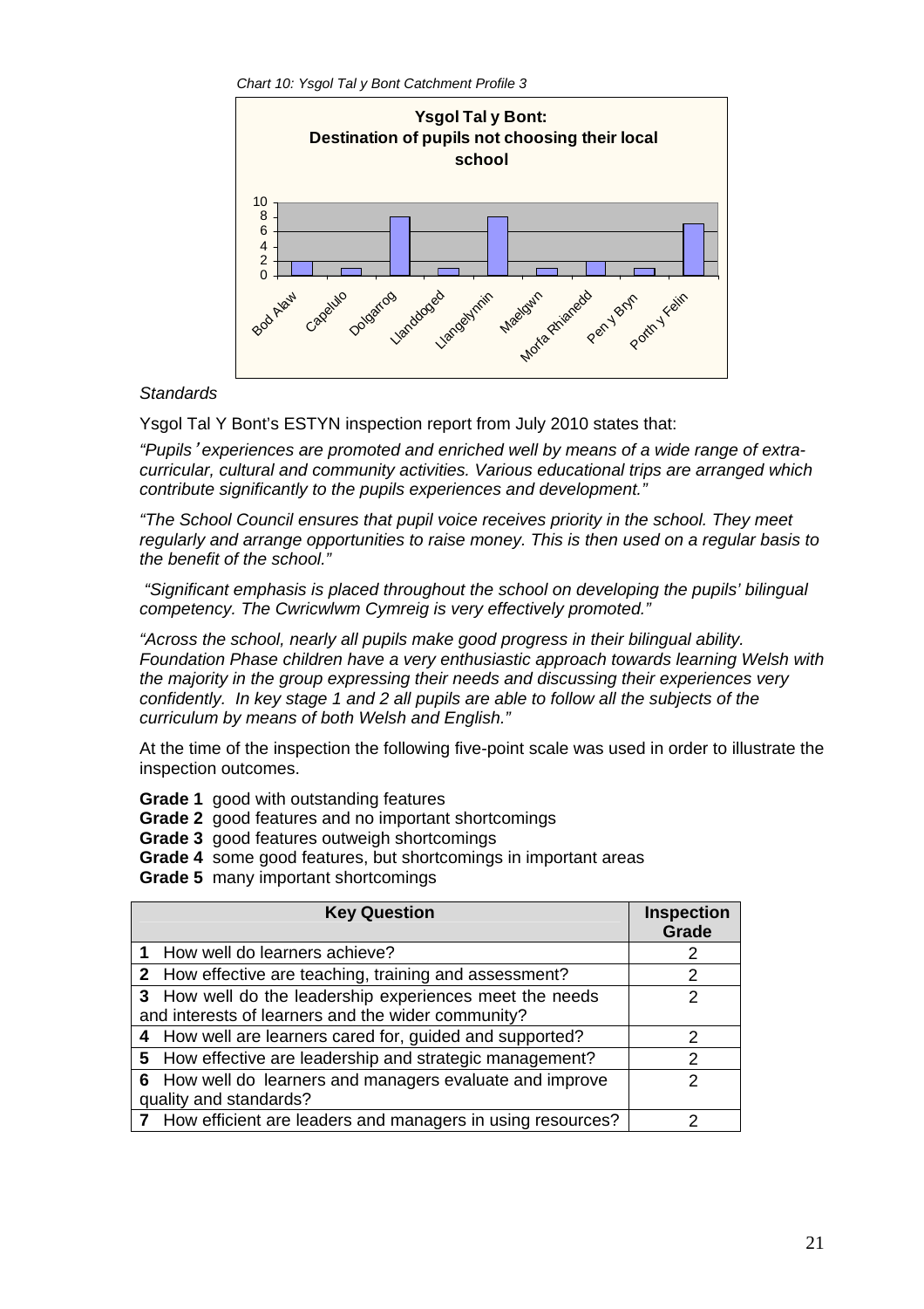*Chart 10: Ysgol Tal y Bont Catchment Profile 3*

**Ysgol Tal y Bont: Destination of pupils not choosing their local school**

| School | Pupils |
|---|---|
| Bod Alaw | 2 |
| Capelulo | 1 |
| Dolgarrog | 8 |
| Llanddoged | 1 |
| Llangelynnin | 8 |
| Maelgwn | 1 |
| Morfa Rhianedd | 2 |
| Pen y Bryn | 1 |
| Porth y Felin | 7 |

*Standards*

Ysgol Tal Y Bont's ESTYN inspection report from July 2010 states that:

*"Pupils' experiences are promoted and enriched well by means of a wide range of extra-curricular, cultural and community activities. Various educational trips are arranged which contribute significantly to the pupils experiences and development."*

*"The School Council ensures that pupil voice receives priority in the school. They meet regularly and arrange opportunities to raise money. This is then used on a regular basis to the benefit of the school."*

*"Significant emphasis is placed throughout the school on developing the pupils' bilingual competency. The Cwricwlwm Cymreig is very effectively promoted."*

*"Across the school, nearly all pupils make good progress in their bilingual ability. Foundation Phase children have a very enthusiastic approach towards learning Welsh with the majority in the group expressing their needs and discussing their experiences very confidently. In key stage 1 and 2 all pupils are able to follow all the subjects of the curriculum by means of both Welsh and English."*

At the time of the inspection the following five-point scale was used in order to illustrate the inspection outcomes.

**Grade 1** good with outstanding features
**Grade 2** good features and no important shortcomings
**Grade 3** good features outweigh shortcomings
**Grade 4** some good features, but shortcomings in important areas
**Grade 5** many important shortcomings

| Key Question | Inspection Grade |
|---|---|
| **1** How well do learners achieve? | 2 |
| **2** How effective are teaching, training and assessment? | 2 |
| **3** How well do the leadership experiences meet the needs and interests of learners and the wider community? | 2 |
| **4** How well are learners cared for, guided and supported? | 2 |
| **5** How effective are leadership and strategic management? | 2 |
| **6** How well do learners and managers evaluate and improve quality and standards? | 2 |
| **7** How efficient are leaders and managers in using resources? | 2 |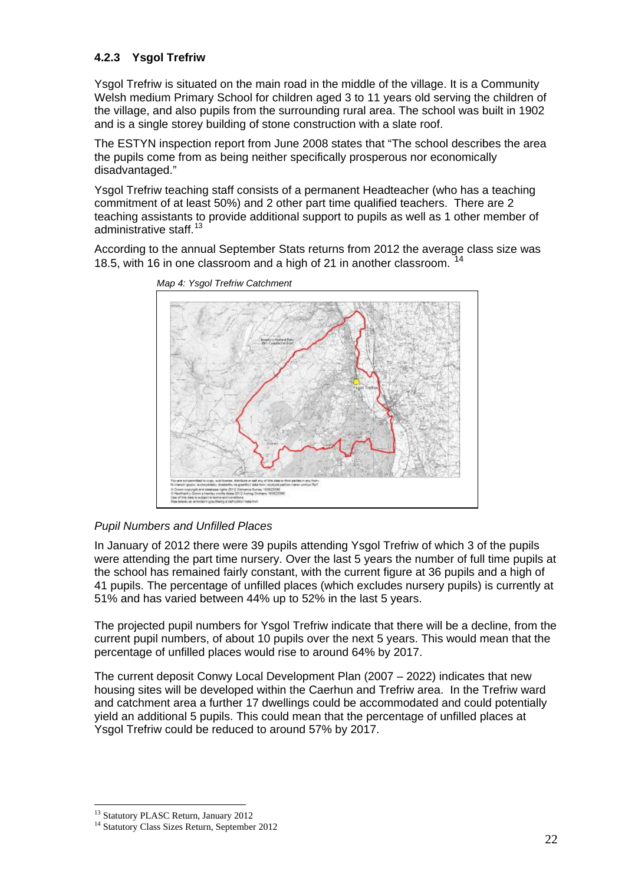### 4.2.3 Ysgol Trefriw

Ysgol Trefriw is situated on the main road in the middle of the village. It is a Community Welsh medium Primary School for children aged 3 to 11 years old serving the children of the village, and also pupils from the surrounding rural area. The school was built in 1902 and is a single storey building of stone construction with a slate roof.

The ESTYN inspection report from June 2008 states that "The school describes the area the pupils come from as being neither specifically prosperous nor economically disadvantaged."

Ysgol Trefriw teaching staff consists of a permanent Headteacher (who has a teaching commitment of at least 50%) and 2 other part time qualified teachers. There are 2 teaching assistants to provide additional support to pupils as well as 1 other member of administrative staff.[13]

According to the annual September Stats returns from 2012 the average class size was 18.5, with 16 in one classroom and a high of 21 in another classroom. [14]

*Map 4: Ysgol Trefriw Catchment*

*Pupil Numbers and Unfilled Places*

In January of 2012 there were 39 pupils attending Ysgol Trefriw of which 3 of the pupils were attending the part time nursery. Over the last 5 years the number of full time pupils at the school has remained fairly constant, with the current figure at 36 pupils and a high of 41 pupils. The percentage of unfilled places (which excludes nursery pupils) is currently at 51% and has varied between 44% up to 52% in the last 5 years.

The projected pupil numbers for Ysgol Trefriw indicate that there will be a decline, from the current pupil numbers, of about 10 pupils over the next 5 years. This would mean that the percentage of unfilled places would rise to around 64% by 2017.

The current deposit Conwy Local Development Plan (2007 – 2022) indicates that new housing sites will be developed within the Caerhun and Trefriw area. In the Trefriw ward and catchment area a further 17 dwellings could be accommodated and could potentially yield an additional 5 pupils. This could mean that the percentage of unfilled places at Ysgol Trefriw could be reduced to around 57% by 2017.

---

[13] Statutory PLASC Return, January 2012

[14] Statutory Class Sizes Return, September 2012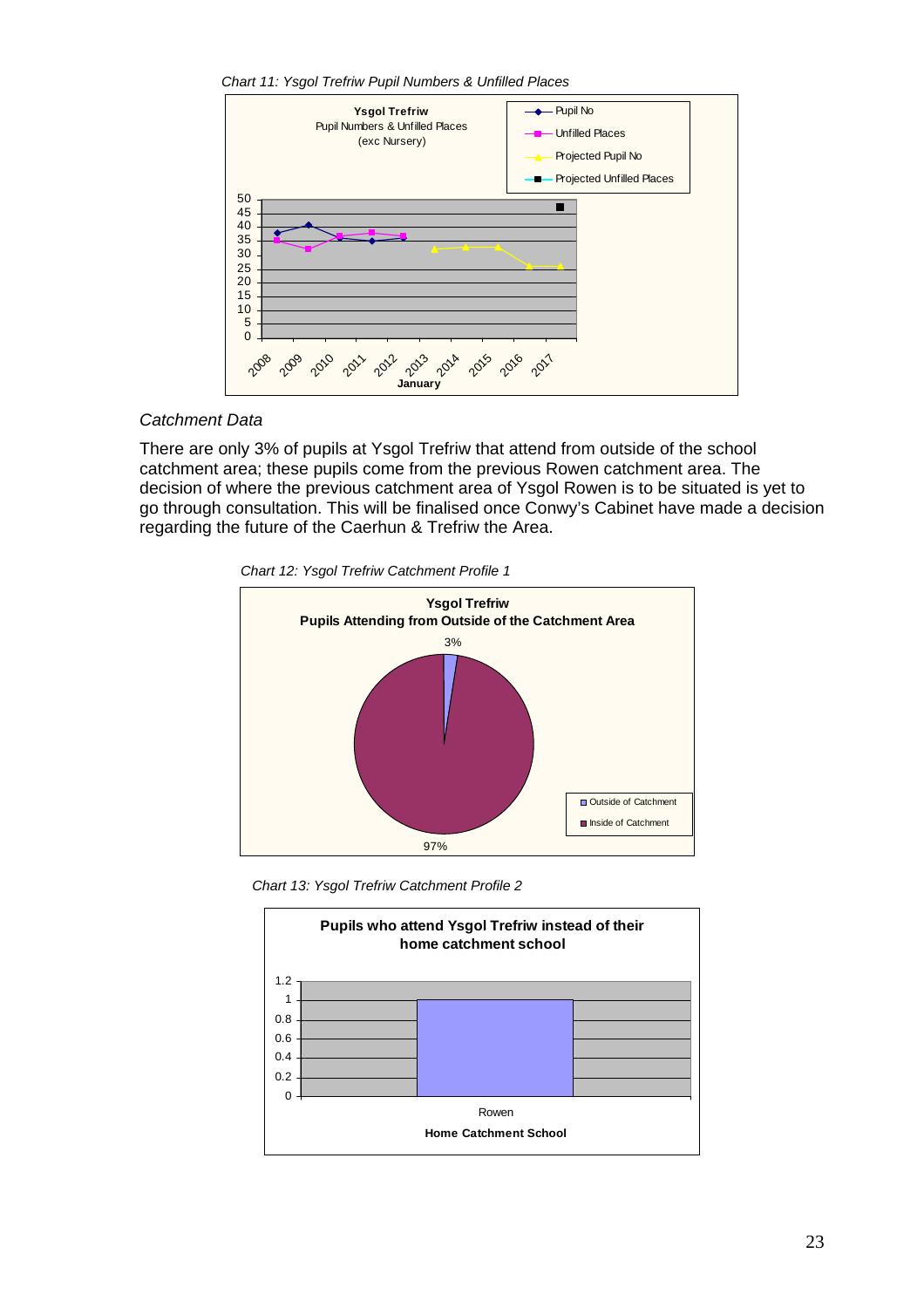*Chart 11: Ysgol Trefriw Pupil Numbers & Unfilled Places*

## Catchment Data

There are only 3% of pupils at Ysgol Trefriw that attend from outside of the school catchment area; these pupils come from the previous Rowen catchment area. The decision of where the previous catchment area of Ysgol Rowen is to be situated is yet to go through consultation. This will be finalised once Conwy's Cabinet have made a decision regarding the future of the Caerhun & Trefriw the Area.

*Chart 12: Ysgol Trefriw Catchment Profile 1*

*Chart 13: Ysgol Trefriw Catchment Profile 2*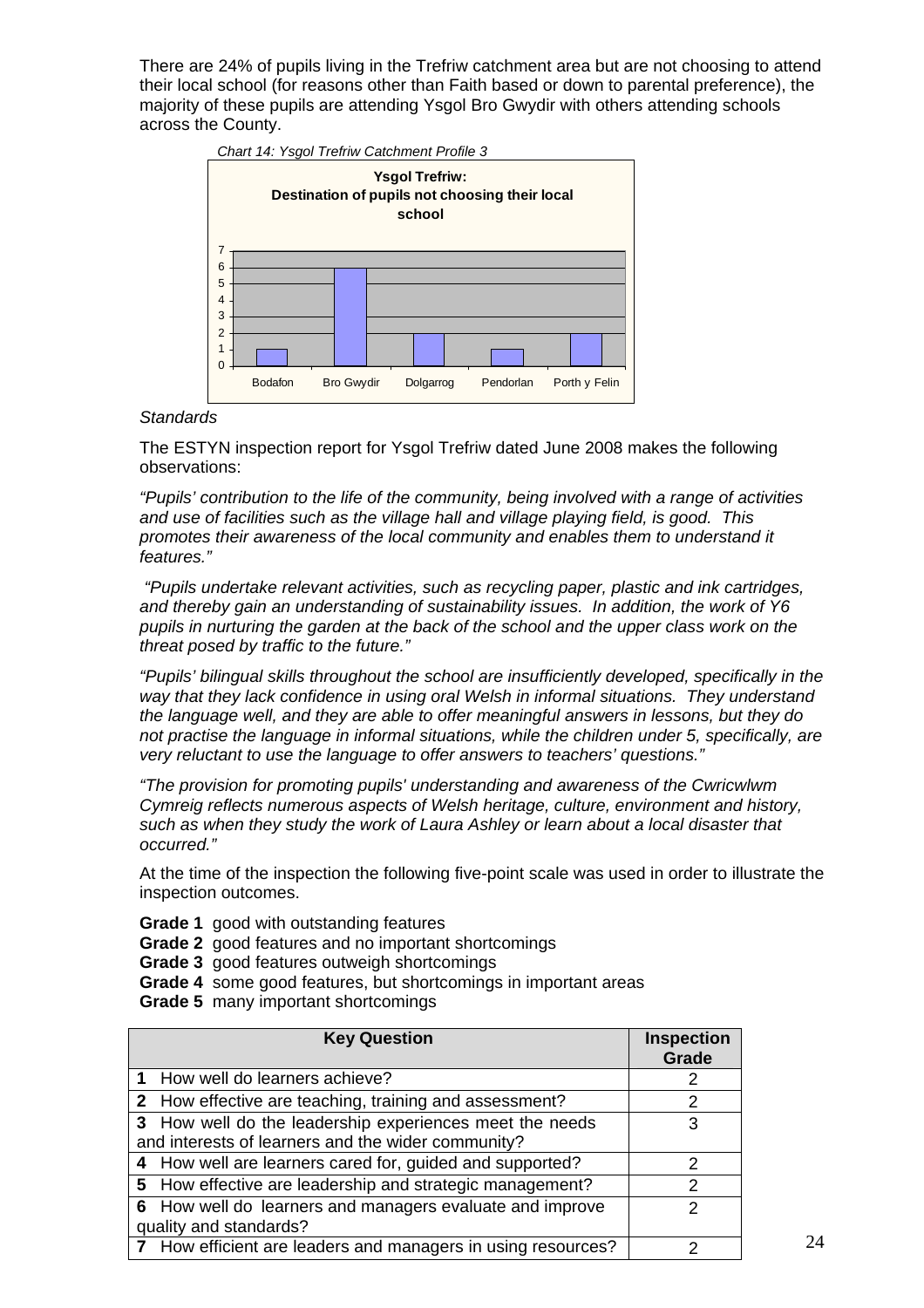There are 24% of pupils living in the Trefriw catchment area but are not choosing to attend their local school (for reasons other than Faith based or down to parental preference), the majority of these pupils are attending Ysgol Bro Gwydir with others attending schools across the County.

*Chart 14: Ysgol Trefriw Catchment Profile 3*

**Ysgol Trefriw: Destination of pupils not choosing their local school**

| School | Pupils |
|---|---|
| Bodafon | 1 |
| Bro Gwydir | 6 |
| Dolgarrog | 2 |
| Pendorlan | 1 |
| Porth y Felin | 2 |

*Standards*

The ESTYN inspection report for Ysgol Trefriw dated June 2008 makes the following observations:

*"Pupils' contribution to the life of the community, being involved with a range of activities and use of facilities such as the village hall and village playing field, is good. This promotes their awareness of the local community and enables them to understand it features."*

*"Pupils undertake relevant activities, such as recycling paper, plastic and ink cartridges, and thereby gain an understanding of sustainability issues. In addition, the work of Y6 pupils in nurturing the garden at the back of the school and the upper class work on the threat posed by traffic to the future."*

*"Pupils' bilingual skills throughout the school are insufficiently developed, specifically in the way that they lack confidence in using oral Welsh in informal situations. They understand the language well, and they are able to offer meaningful answers in lessons, but they do not practise the language in informal situations, while the children under 5, specifically, are very reluctant to use the language to offer answers to teachers' questions."*

*"The provision for promoting pupils' understanding and awareness of the Cwricwlwm Cymreig reflects numerous aspects of Welsh heritage, culture, environment and history, such as when they study the work of Laura Ashley or learn about a local disaster that occurred."*

At the time of the inspection the following five-point scale was used in order to illustrate the inspection outcomes.

**Grade 1** good with outstanding features
**Grade 2** good features and no important shortcomings
**Grade 3** good features outweigh shortcomings
**Grade 4** some good features, but shortcomings in important areas
**Grade 5** many important shortcomings

| Key Question | Inspection Grade |
|---|---|
| **1** How well do learners achieve? | 2 |
| **2** How effective are teaching, training and assessment? | 2 |
| **3** How well do the leadership experiences meet the needs and interests of learners and the wider community? | 3 |
| **4** How well are learners cared for, guided and supported? | 2 |
| **5** How effective are leadership and strategic management? | 2 |
| **6** How well do learners and managers evaluate and improve quality and standards? | 2 |
| **7** How efficient are leaders and managers in using resources? | 2 |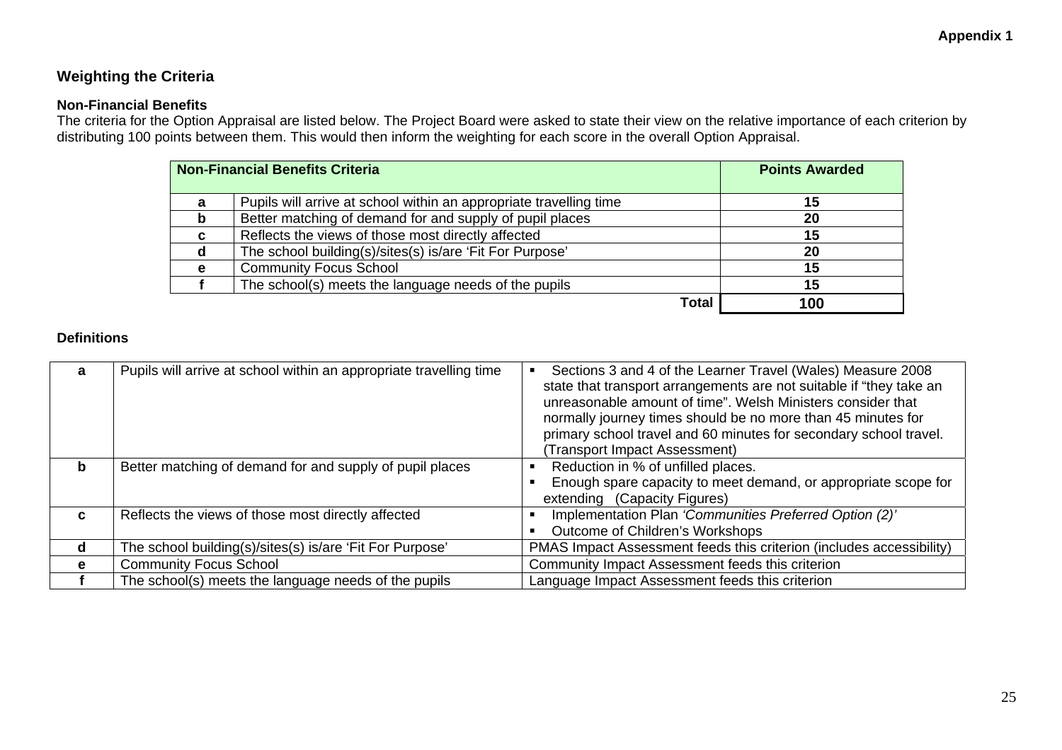Appendix 1

## Weighting the Criteria

### Non-Financial Benefits

The criteria for the Option Appraisal are listed below. The Project Board were asked to state their view on the relative importance of each criterion by distributing 100 points between them. This would then inform the weighting for each score in the overall Option Appraisal.

| Non-Financial Benefits Criteria | | Points Awarded |
|---|---|---|
| **a** | Pupils will arrive at school within an appropriate travelling time | **15** |
| **b** | Better matching of demand for and supply of pupil places | **20** |
| **c** | Reflects the views of those most directly affected | **15** |
| **d** | The school building(s)/sites(s) is/are 'Fit For Purpose' | **20** |
| **e** | Community Focus School | **15** |
| **f** | The school(s) meets the language needs of the pupils | **15** |
| | **Total** | **100** |

### Definitions

| | | |
|---|---|---|
| **a** | Pupils will arrive at school within an appropriate travelling time | ▪ Sections 3 and 4 of the Learner Travel (Wales) Measure 2008 state that transport arrangements are not suitable if "they take an unreasonable amount of time". Welsh Ministers consider that normally journey times should be no more than 45 minutes for primary school travel and 60 minutes for secondary school travel. (Transport Impact Assessment) |
| **b** | Better matching of demand for and supply of pupil places | ▪ Reduction in % of unfilled places.<br>▪ Enough spare capacity to meet demand, or appropriate scope for extending (Capacity Figures) |
| **c** | Reflects the views of those most directly affected | ▪ Implementation Plan *'Communities Preferred Option (2)'*<br>▪ Outcome of Children's Workshops |
| **d** | The school building(s)/sites(s) is/are 'Fit For Purpose' | PMAS Impact Assessment feeds this criterion (includes accessibility) |
| **e** | Community Focus School | Community Impact Assessment feeds this criterion |
| **f** | The school(s) meets the language needs of the pupils | Language Impact Assessment feeds this criterion |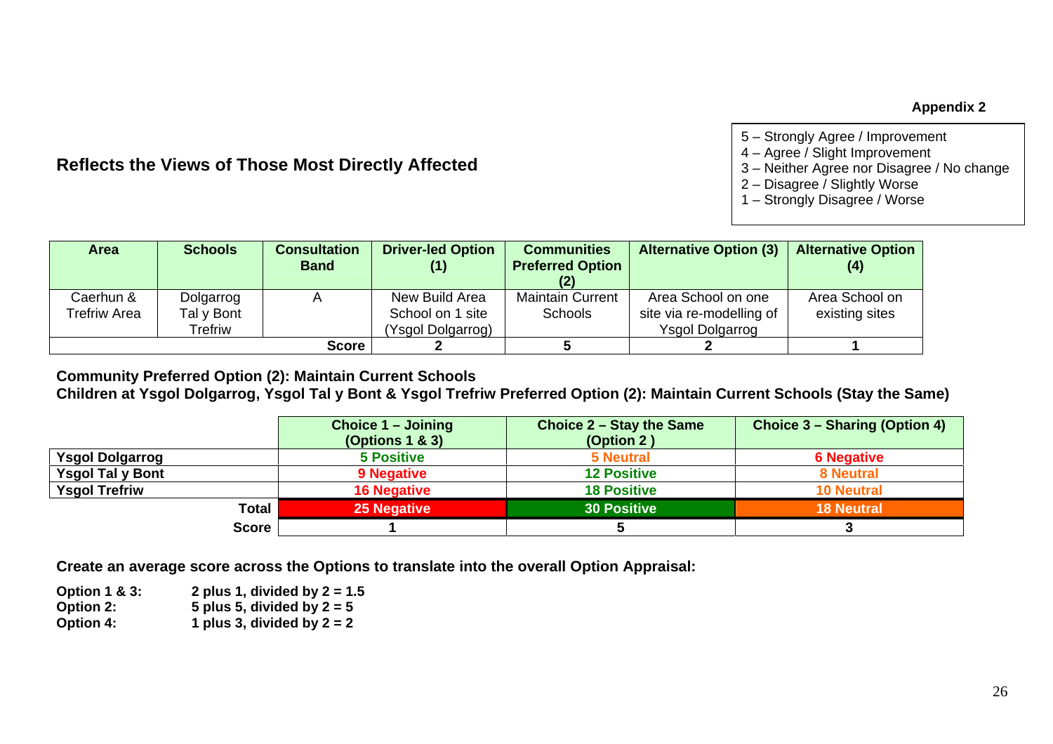**Appendix 2**

5 – Strongly Agree / Improvement
4 – Agree / Slight Improvement
3 – Neither Agree nor Disagree / No change
2 – Disagree / Slightly Worse
1 – Strongly Disagree / Worse

## Reflects the Views of Those Most Directly Affected

| Area | Schools | Consultation Band | Driver-led Option (1) | Communities Preferred Option (2) | Alternative Option (3) | Alternative Option (4) |
|---|---|---|---|---|---|---|
| Caerhun & Trefriw Area | Dolgarrog Tal y Bont Trefriw | A | New Build Area School on 1 site (Ysgol Dolgarrog) | Maintain Current Schools | Area School on one site via re-modelling of Ysgol Dolgarrog | Area School on existing sites |
| | | **Score** | **2** | **5** | **2** | **1** |

**Community Preferred Option (2): Maintain Current Schools**
**Children at Ysgol Dolgarrog, Ysgol Tal y Bont & Ysgol Trefriw Preferred Option (2): Maintain Current Schools (Stay the Same)**

| | Choice 1 – Joining (Options 1 & 3) | Choice 2 – Stay the Same (Option 2 ) | Choice 3 – Sharing (Option 4) |
|---|---|---|---|
| **Ysgol Dolgarrog** | 5 Positive | 5 Neutral | 6 Negative |
| **Ysgol Tal y Bont** | 9 Negative | 12 Positive | 8 Neutral |
| **Ysgol Trefriw** | 16 Negative | 18 Positive | 10 Neutral |
| **Total** | **25 Negative** | **30 Positive** | **18 Neutral** |
| **Score** | **1** | **5** | **3** |

**Create an average score across the Options to translate into the overall Option Appraisal:**

**Option 1 & 3:** 2 plus 1, divided by 2 = 1.5
**Option 2:** 5 plus 5, divided by 2 = 5
**Option 4:** 1 plus 3, divided by 2 = 2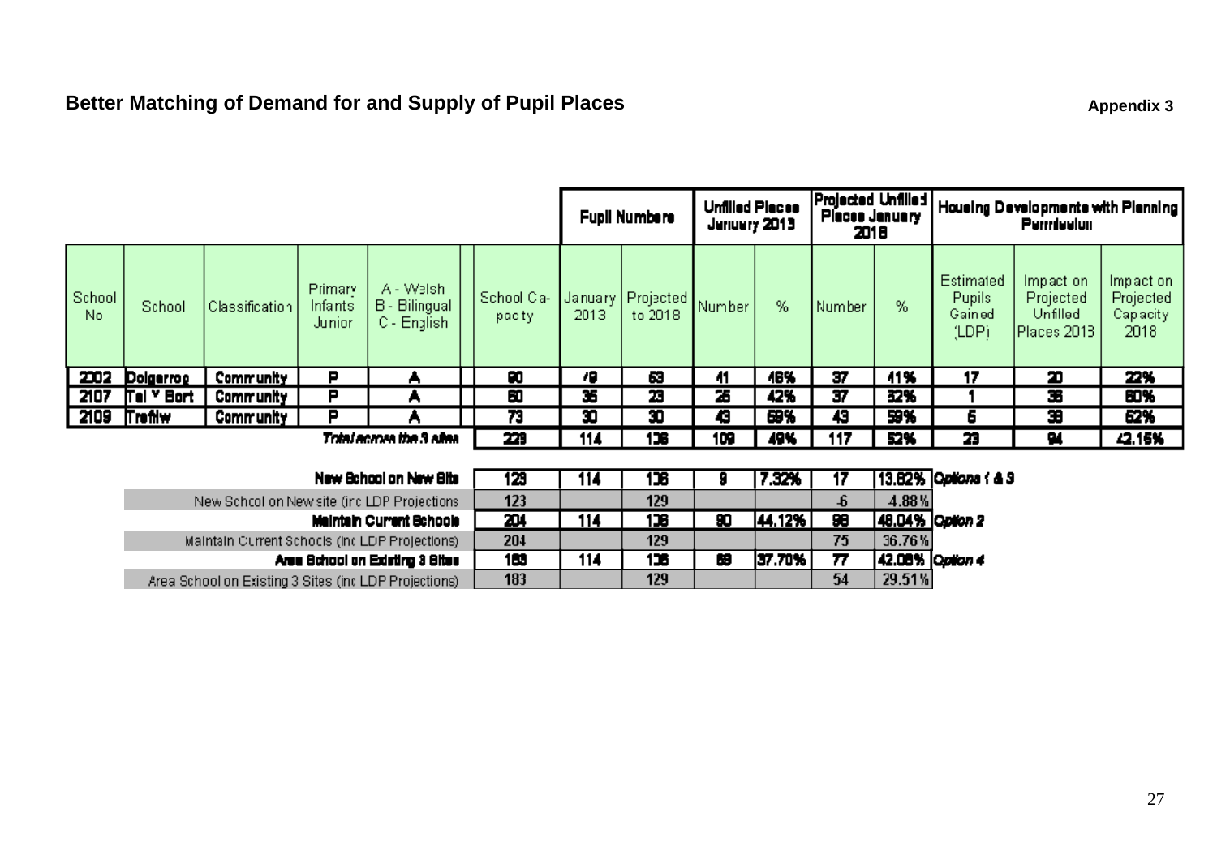## Better Matching of Demand for and Supply of Pupil Places

**Appendix 3**

| | | | | | School Ca-pacty | Pupil Numbers | | Unfilled Places January 2013 | | Projected Unfilled Places January 2018 | | Housing Developments with Planning Permission | | |
|---|---|---|---|---|---|---|---|---|---|---|---|---|---|---|
| School No | School | Classification | Primary Infants Junior | A - Welsh B - Bilingual C - English | | January 2013 | Projected to 2018 | Number | % | Number | % | Estimated Pupils Gained (LDP) | Impact on Projected Unfilled Places 2013 | Impact on Projected Capacity 2018 |
| 2002 | Dolgarrog | Community | P | A | 90 | 49 | 53 | 41 | 46% | 37 | 41% | 17 | 20 | 22% |
| 2107 | Tal Y Bont | Community | P | A | 60 | 35 | 23 | 25 | 42% | 37 | 62% | 1 | 36 | 60% |
| 2109 | Trefriw | Community | P | A | 73 | 30 | 30 | 43 | 59% | 43 | 59% | 5 | 38 | 52% |
| | | | | *Total across the 3 sites* | 223 | 114 | 136 | 109 | 49% | 117 | 52% | 23 | 94 | 42.15% |
| | | | | **New School on New Site** | 123 | 114 | 106 | 9 | 7.32% | 17 | 13.82% | *Options 1 & 3* | | |
| | | | | New School on New site (inc LDP Projections | 123 | | 129 | | | -6 | -4.88% | | | |
| | | | | **Maintain Current Schools** | 204 | 114 | 106 | 90 | 44.12% | 98 | 48.04% | *Option 2* | | |
| | | | | Maintain Current Schools (inc LDP Projections) | 204 | | 129 | | | 75 | 36.76% | | | |
| | | | | **Area School on Existing 3 Sites** | 183 | 114 | 106 | 69 | 37.70% | 77 | 42.08% | *Option 4* | | |
| | | | | Area School on Existing 3 Sites (inc LDP Projections) | 183 | | 129 | | | 54 | 29.51% | | | |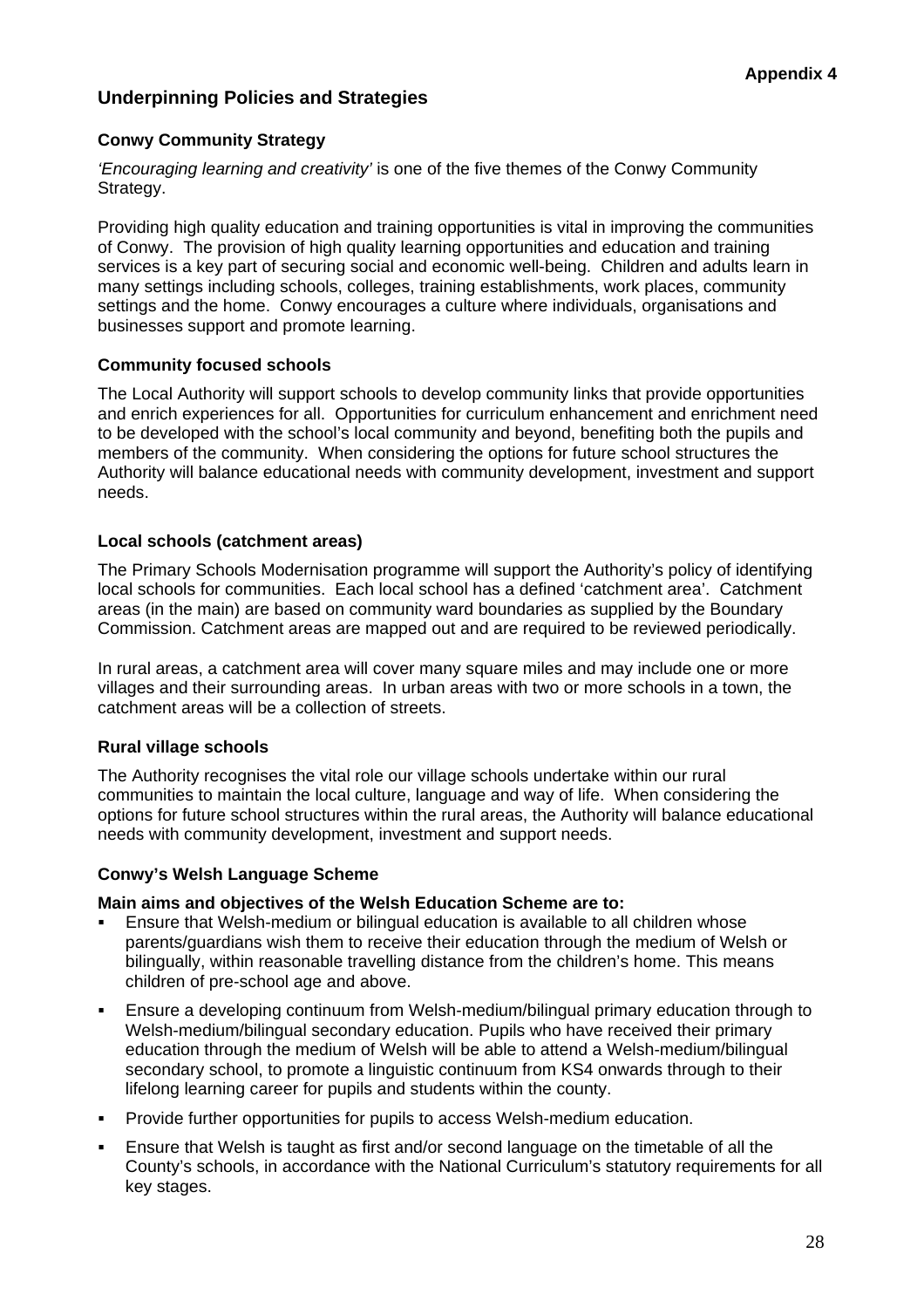**Appendix 4**

## Underpinning Policies and Strategies

### Conwy Community Strategy

*'Encouraging learning and creativity'* is one of the five themes of the Conwy Community Strategy.

Providing high quality education and training opportunities is vital in improving the communities of Conwy. The provision of high quality learning opportunities and education and training services is a key part of securing social and economic well-being. Children and adults learn in many settings including schools, colleges, training establishments, work places, community settings and the home. Conwy encourages a culture where individuals, organisations and businesses support and promote learning.

### Community focused schools

The Local Authority will support schools to develop community links that provide opportunities and enrich experiences for all. Opportunities for curriculum enhancement and enrichment need to be developed with the school's local community and beyond, benefiting both the pupils and members of the community. When considering the options for future school structures the Authority will balance educational needs with community development, investment and support needs.

### Local schools (catchment areas)

The Primary Schools Modernisation programme will support the Authority's policy of identifying local schools for communities. Each local school has a defined 'catchment area'. Catchment areas (in the main) are based on community ward boundaries as supplied by the Boundary Commission. Catchment areas are mapped out and are required to be reviewed periodically.

In rural areas, a catchment area will cover many square miles and may include one or more villages and their surrounding areas. In urban areas with two or more schools in a town, the catchment areas will be a collection of streets.

### Rural village schools

The Authority recognises the vital role our village schools undertake within our rural communities to maintain the local culture, language and way of life. When considering the options for future school structures within the rural areas, the Authority will balance educational needs with community development, investment and support needs.

### Conwy's Welsh Language Scheme

**Main aims and objectives of the Welsh Education Scheme are to:**

- Ensure that Welsh-medium or bilingual education is available to all children whose parents/guardians wish them to receive their education through the medium of Welsh or bilingually, within reasonable travelling distance from the children's home. This means children of pre-school age and above.
- Ensure a developing continuum from Welsh-medium/bilingual primary education through to Welsh-medium/bilingual secondary education. Pupils who have received their primary education through the medium of Welsh will be able to attend a Welsh-medium/bilingual secondary school, to promote a linguistic continuum from KS4 onwards through to their lifelong learning career for pupils and students within the county.
- Provide further opportunities for pupils to access Welsh-medium education.
- Ensure that Welsh is taught as first and/or second language on the timetable of all the County's schools, in accordance with the National Curriculum's statutory requirements for all key stages.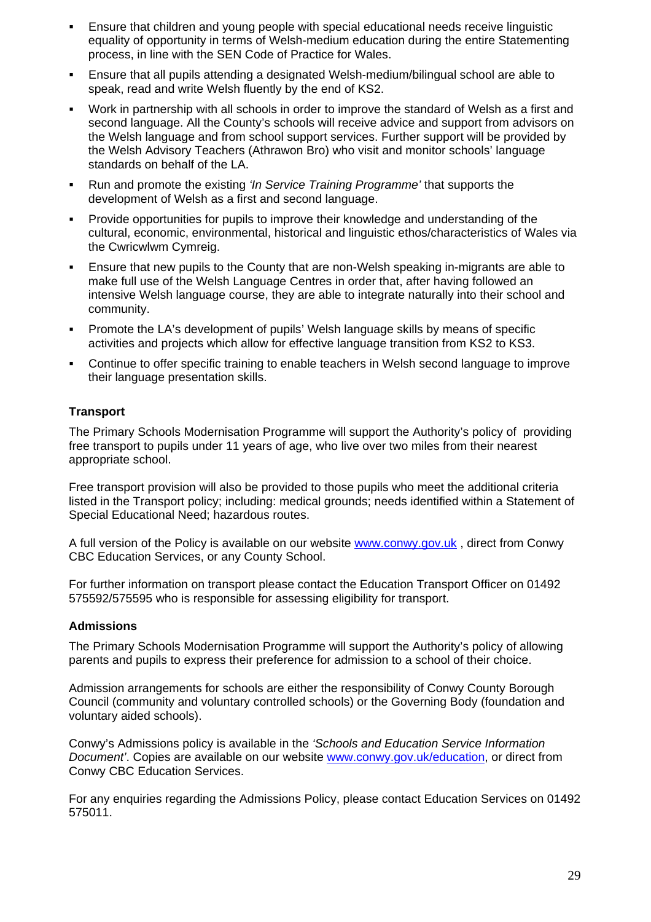- Ensure that children and young people with special educational needs receive linguistic equality of opportunity in terms of Welsh-medium education during the entire Statementing process, in line with the SEN Code of Practice for Wales.
- Ensure that all pupils attending a designated Welsh-medium/bilingual school are able to speak, read and write Welsh fluently by the end of KS2.
- Work in partnership with all schools in order to improve the standard of Welsh as a first and second language. All the County's schools will receive advice and support from advisors on the Welsh language and from school support services. Further support will be provided by the Welsh Advisory Teachers (Athrawon Bro) who visit and monitor schools' language standards on behalf of the LA.
- Run and promote the existing *'In Service Training Programme'* that supports the development of Welsh as a first and second language.
- Provide opportunities for pupils to improve their knowledge and understanding of the cultural, economic, environmental, historical and linguistic ethos/characteristics of Wales via the Cwricwlwm Cymreig.
- Ensure that new pupils to the County that are non-Welsh speaking in-migrants are able to make full use of the Welsh Language Centres in order that, after having followed an intensive Welsh language course, they are able to integrate naturally into their school and community.
- Promote the LA's development of pupils' Welsh language skills by means of specific activities and projects which allow for effective language transition from KS2 to KS3.
- Continue to offer specific training to enable teachers in Welsh second language to improve their language presentation skills.

**Transport**

The Primary Schools Modernisation Programme will support the Authority's policy of providing free transport to pupils under 11 years of age, who live over two miles from their nearest appropriate school.

Free transport provision will also be provided to those pupils who meet the additional criteria listed in the Transport policy; including: medical grounds; needs identified within a Statement of Special Educational Need; hazardous routes.

A full version of the Policy is available on our website www.conwy.gov.uk , direct from Conwy CBC Education Services, or any County School.

For further information on transport please contact the Education Transport Officer on 01492 575592/575595 who is responsible for assessing eligibility for transport.

**Admissions**

The Primary Schools Modernisation Programme will support the Authority's policy of allowing parents and pupils to express their preference for admission to a school of their choice.

Admission arrangements for schools are either the responsibility of Conwy County Borough Council (community and voluntary controlled schools) or the Governing Body (foundation and voluntary aided schools).

Conwy's Admissions policy is available in the *'Schools and Education Service Information Document'*. Copies are available on our website www.conwy.gov.uk/education, or direct from Conwy CBC Education Services.

For any enquiries regarding the Admissions Policy, please contact Education Services on 01492 575011.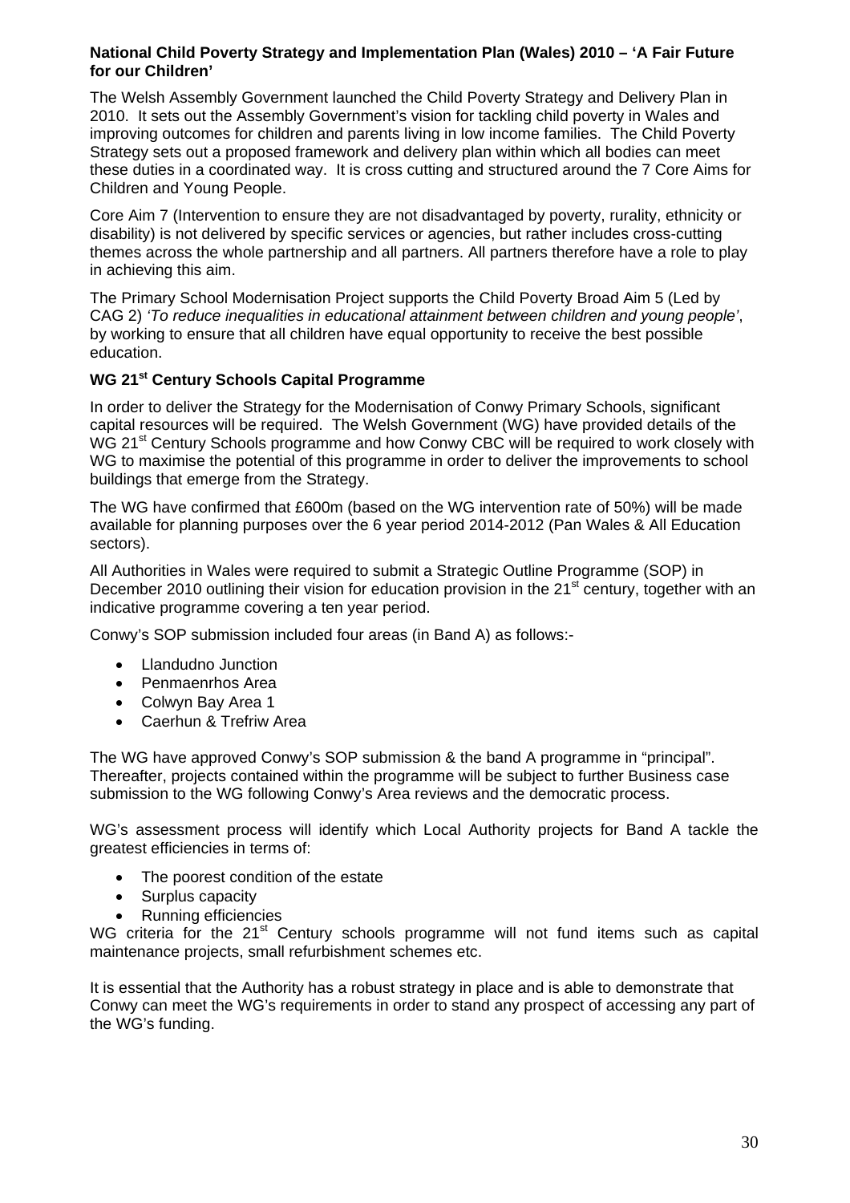**National Child Poverty Strategy and Implementation Plan (Wales) 2010 – 'A Fair Future for our Children'**

The Welsh Assembly Government launched the Child Poverty Strategy and Delivery Plan in 2010. It sets out the Assembly Government's vision for tackling child poverty in Wales and improving outcomes for children and parents living in low income families. The Child Poverty Strategy sets out a proposed framework and delivery plan within which all bodies can meet these duties in a coordinated way. It is cross cutting and structured around the 7 Core Aims for Children and Young People.

Core Aim 7 (Intervention to ensure they are not disadvantaged by poverty, rurality, ethnicity or disability) is not delivered by specific services or agencies, but rather includes cross-cutting themes across the whole partnership and all partners. All partners therefore have a role to play in achieving this aim.

The Primary School Modernisation Project supports the Child Poverty Broad Aim 5 (Led by CAG 2) *'To reduce inequalities in educational attainment between children and young people'*, by working to ensure that all children have equal opportunity to receive the best possible education.

**WG 21st Century Schools Capital Programme**

In order to deliver the Strategy for the Modernisation of Conwy Primary Schools, significant capital resources will be required. The Welsh Government (WG) have provided details of the WG 21st Century Schools programme and how Conwy CBC will be required to work closely with WG to maximise the potential of this programme in order to deliver the improvements to school buildings that emerge from the Strategy.

The WG have confirmed that £600m (based on the WG intervention rate of 50%) will be made available for planning purposes over the 6 year period 2014-2012 (Pan Wales & All Education sectors).

All Authorities in Wales were required to submit a Strategic Outline Programme (SOP) in December 2010 outlining their vision for education provision in the 21st century, together with an indicative programme covering a ten year period.

Conwy's SOP submission included four areas (in Band A) as follows:-

- Llandudno Junction
- Penmaenrhos Area
- Colwyn Bay Area 1
- Caerhun & Trefriw Area

The WG have approved Conwy's SOP submission & the band A programme in "principal". Thereafter, projects contained within the programme will be subject to further Business case submission to the WG following Conwy's Area reviews and the democratic process.

WG's assessment process will identify which Local Authority projects for Band A tackle the greatest efficiencies in terms of:

- The poorest condition of the estate
- Surplus capacity
- Running efficiencies

WG criteria for the 21st Century schools programme will not fund items such as capital maintenance projects, small refurbishment schemes etc.

It is essential that the Authority has a robust strategy in place and is able to demonstrate that Conwy can meet the WG's requirements in order to stand any prospect of accessing any part of the WG's funding.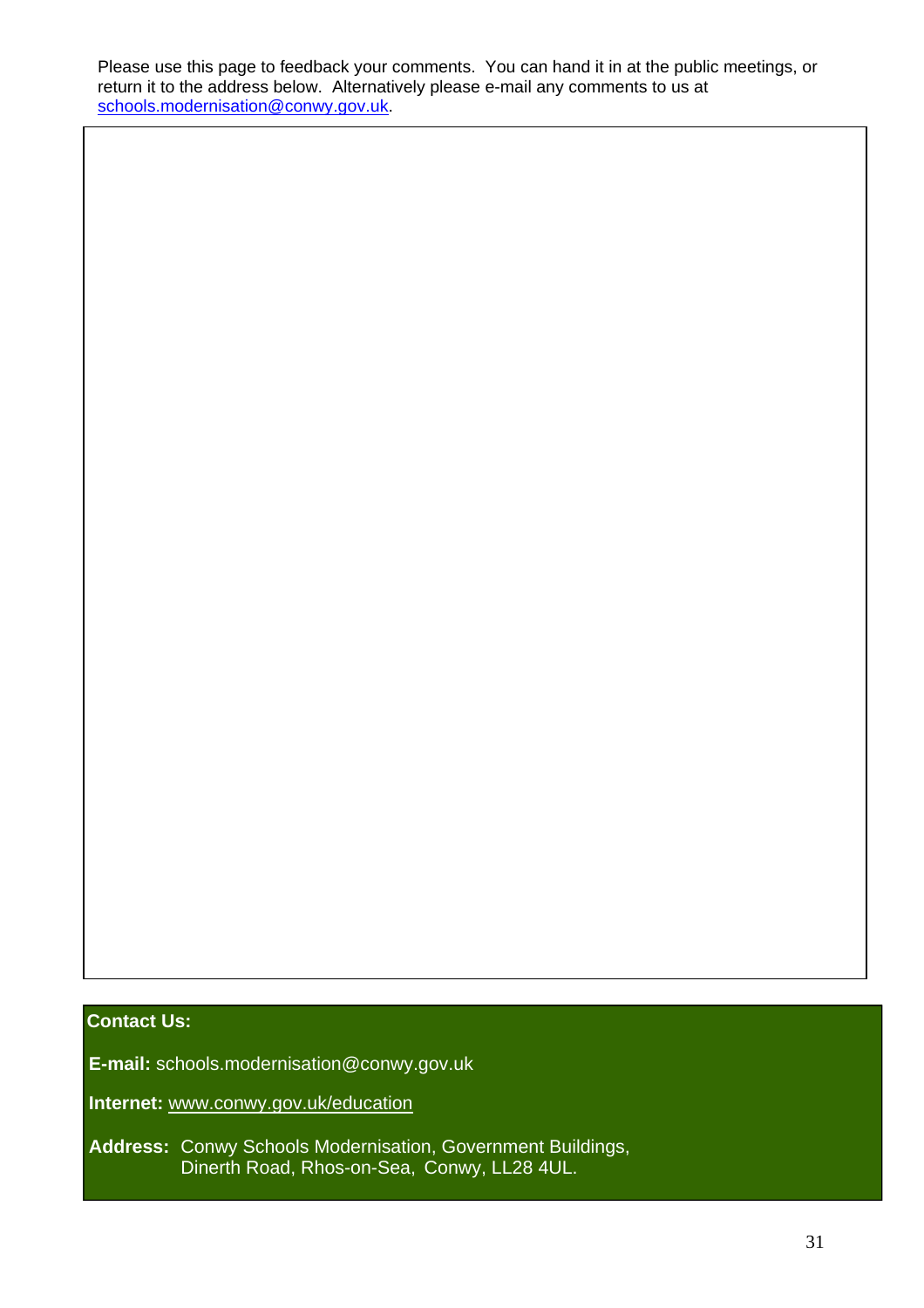Please use this page to feedback your comments. You can hand it in at the public meetings, or return it to the address below. Alternatively please e-mail any comments to us at schools.modernisation@conwy.gov.uk.

**Contact Us:**

**E-mail:** schools.modernisation@conwy.gov.uk

**Internet:** www.conwy.gov.uk/education

**Address:** Conwy Schools Modernisation, Government Buildings, Dinerth Road, Rhos-on-Sea, Conwy, LL28 4UL.